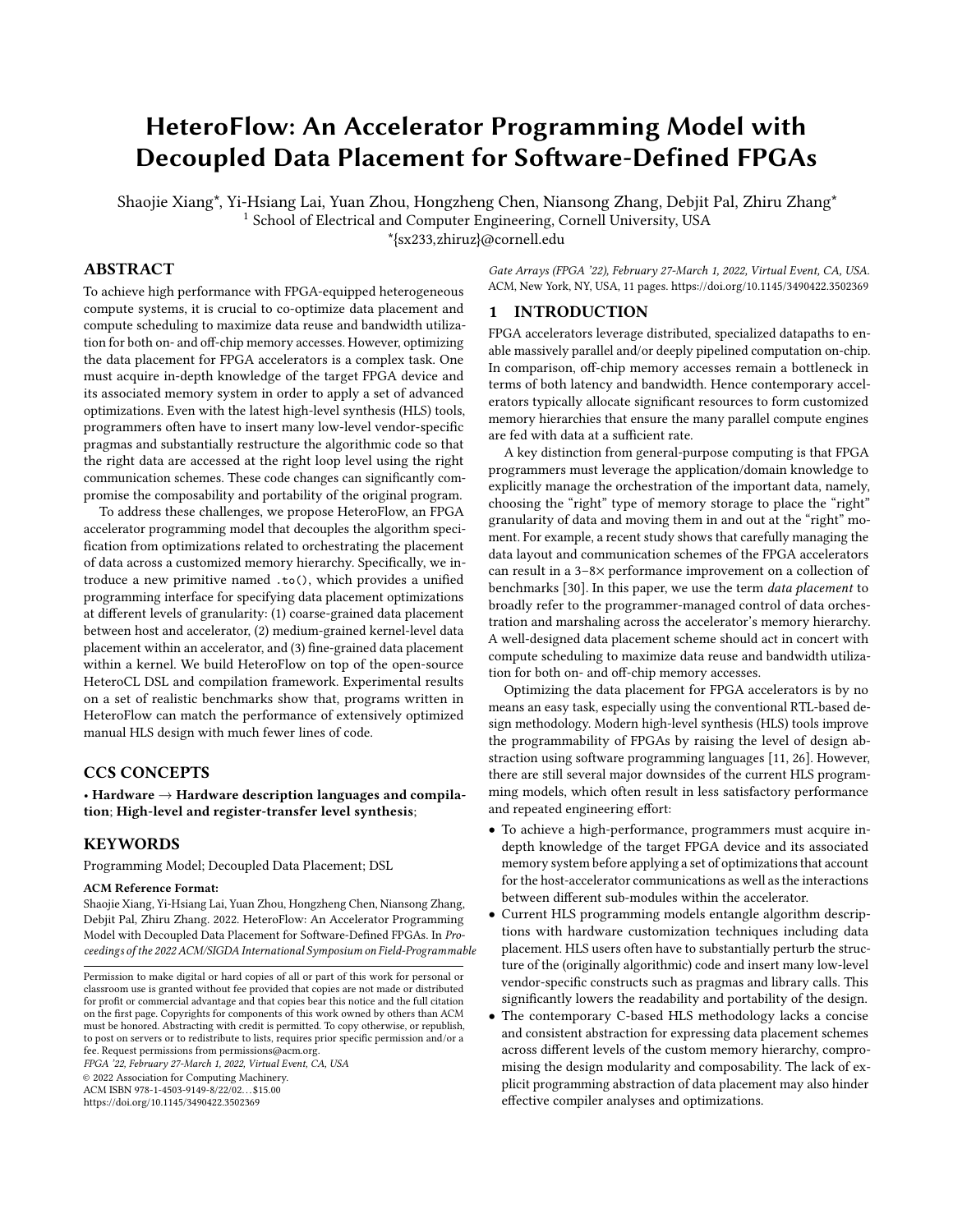# HeteroFlow: An Accelerator Programming Model with Decoupled Data Placement for Software-Defined FPGAs

Shaojie Xiang*, Yi-Hsiang Lai, Yuan Zhou, Hongzheng Chen, Niansong Zhang, Debjit Pal, Zhiru Zhang*
[1] School of Electrical and Computer Engineering, Cornell University, USA
*{sx233,zhiruz}@cornell.edu

## ABSTRACT

To achieve high performance with FPGA-equipped heterogeneous compute systems, it is crucial to co-optimize data placement and compute scheduling to maximize data reuse and bandwidth utilization for both on- and off-chip memory accesses. However, optimizing the data placement for FPGA accelerators is a complex task. One must acquire in-depth knowledge of the target FPGA device and its associated memory system in order to apply a set of advanced optimizations. Even with the latest high-level synthesis (HLS) tools, programmers often have to insert many low-level vendor-specific pragmas and substantially restructure the algorithmic code so that the right data are accessed at the right loop level using the right communication schemes. These code changes can significantly compromise the composability and portability of the original program.

To address these challenges, we propose HeteroFlow, an FPGA accelerator programming model that decouples the algorithm specification from optimizations related to orchestrating the placement of data across a customized memory hierarchy. Specifically, we introduce a new primitive named `.to()`, which provides a unified programming interface for specifying data placement optimizations at different levels of granularity: (1) coarse-grained data placement between host and accelerator, (2) medium-grained kernel-level data placement within an accelerator, and (3) fine-grained data placement within a kernel. We build HeteroFlow on top of the open-source HeteroCL DSL and compilation framework. Experimental results on a set of realistic benchmarks show that, programs written in HeteroFlow can match the performance of extensively optimized manual HLS design with much fewer lines of code.

## CCS CONCEPTS

• **Hardware** → **Hardware description languages and compilation**; **High-level and register-transfer level synthesis**;

## KEYWORDS

Programming Model; Decoupled Data Placement; DSL

**ACM Reference Format:**
Shaojie Xiang, Yi-Hsiang Lai, Yuan Zhou, Hongzheng Chen, Niansong Zhang, Debjit Pal, Zhiru Zhang. 2022. HeteroFlow: An Accelerator Programming Model with Decoupled Data Placement for Software-Defined FPGAs. In *Proceedings of the 2022 ACM/SIGDA International Symposium on Field-Programmable Gate Arrays (FPGA '22), February 27-March 1, 2022, Virtual Event, CA, USA.* ACM, New York, NY, USA, 11 pages. https://doi.org/10.1145/3490422.3502369

Permission to make digital or hard copies of all or part of this work for personal or classroom use is granted without fee provided that copies are not made or distributed for profit or commercial advantage and that copies bear this notice and the full citation on the first page. Copyrights for components of this work owned by others than ACM must be honored. Abstracting with credit is permitted. To copy otherwise, or republish, to post on servers or to redistribute to lists, requires prior specific permission and/or a fee. Request permissions from permissions@acm.org.
*FPGA '22, February 27-March 1, 2022, Virtual Event, CA, USA*
© 2022 Association for Computing Machinery.
ACM ISBN 978-1-4503-9149-8/22/02…$15.00
https://doi.org/10.1145/3490422.3502369

## 1 INTRODUCTION

FPGA accelerators leverage distributed, specialized datapaths to enable massively parallel and/or deeply pipelined computation on-chip. In comparison, off-chip memory accesses remain a bottleneck in terms of both latency and bandwidth. Hence contemporary accelerators typically allocate significant resources to form customized memory hierarchies that ensure the many parallel compute engines are fed with data at a sufficient rate.

A key distinction from general-purpose computing is that FPGA programmers must leverage the application/domain knowledge to explicitly manage the orchestration of the important data, namely, choosing the "right" type of memory storage to place the "right" granularity of data and moving them in and out at the "right" moment. For example, a recent study shows that carefully managing the data layout and communication schemes of the FPGA accelerators can result in a 3–8× performance improvement on a collection of benchmarks [30]. In this paper, we use the term *data placement* to broadly refer to the programmer-managed control of data orchestration and marshaling across the accelerator's memory hierarchy. A well-designed data placement scheme should act in concert with compute scheduling to maximize data reuse and bandwidth utilization for both on- and off-chip memory accesses.

Optimizing the data placement for FPGA accelerators is by no means an easy task, especially using the conventional RTL-based design methodology. Modern high-level synthesis (HLS) tools improve the programmability of FPGAs by raising the level of design abstraction using software programming languages [11, 26]. However, there are still several major downsides of the current HLS programming models, which often result in less satisfactory performance and repeated engineering effort:

- To achieve a high-performance, programmers must acquire in-depth knowledge of the target FPGA device and its associated memory system before applying a set of optimizations that account for the host-accelerator communications as well as the interactions between different sub-modules within the accelerator.
- Current HLS programming models entangle algorithm descriptions with hardware customization techniques including data placement. HLS users often have to substantially perturb the structure of the (originally algorithmic) code and insert many low-level vendor-specific constructs such as pragmas and library calls. This significantly lowers the readability and portability of the design.
- The contemporary C-based HLS methodology lacks a concise and consistent abstraction for expressing data placement schemes across different levels of the custom memory hierarchy, compromising the design modularity and composability. The lack of explicit programming abstraction of data placement may also hinder effective compiler analyses and optimizations.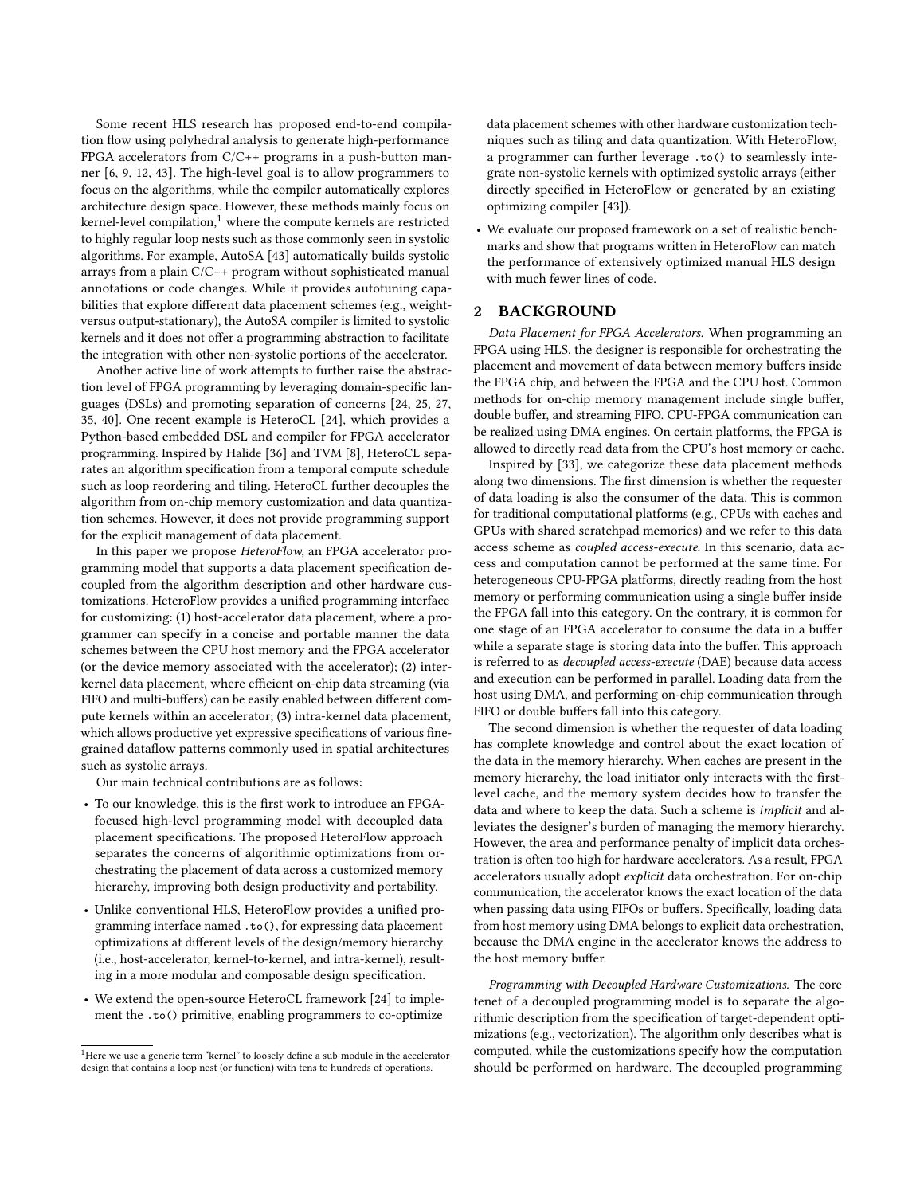Some recent HLS research has proposed end-to-end compilation flow using polyhedral analysis to generate high-performance FPGA accelerators from C/C++ programs in a push-button manner [6, 9, 12, 43]. The high-level goal is to allow programmers to focus on the algorithms, while the compiler automatically explores architecture design space. However, these methods mainly focus on kernel-level compilation,[1] where the compute kernels are restricted to highly regular loop nests such as those commonly seen in systolic algorithms. For example, AutoSA [43] automatically builds systolic arrays from a plain C/C++ program without sophisticated manual annotations or code changes. While it provides autotuning capabilities that explore different data placement schemes (e.g., weight- versus output-stationary), the AutoSA compiler is limited to systolic kernels and it does not offer a programming abstraction to facilitate the integration with other non-systolic portions of the accelerator.

Another active line of work attempts to further raise the abstraction level of FPGA programming by leveraging domain-specific languages (DSLs) and promoting separation of concerns [24, 25, 27, 35, 40]. One recent example is HeteroCL [24], which provides a Python-based embedded DSL and compiler for FPGA accelerator programming. Inspired by Halide [36] and TVM [8], HeteroCL separates an algorithm specification from a temporal compute schedule such as loop reordering and tiling. HeteroCL further decouples the algorithm from on-chip memory customization and data quantization schemes. However, it does not provide programming support for the explicit management of data placement.

In this paper we propose *HeteroFlow*, an FPGA accelerator programming model that supports a data placement specification decoupled from the algorithm description and other hardware customizations. HeteroFlow provides a unified programming interface for customizing: (1) host-accelerator data placement, where a programmer can specify in a concise and portable manner the data schemes between the CPU host memory and the FPGA accelerator (or the device memory associated with the accelerator); (2) inter-kernel data placement, where efficient on-chip data streaming (via FIFO and multi-buffers) can be easily enabled between different compute kernels within an accelerator; (3) intra-kernel data placement, which allows productive yet expressive specifications of various fine-grained dataflow patterns commonly used in spatial architectures such as systolic arrays.

Our main technical contributions are as follows:

- To our knowledge, this is the first work to introduce an FPGA-focused high-level programming model with decoupled data placement specifications. The proposed HeteroFlow approach separates the concerns of algorithmic optimizations from orchestrating the placement of data across a customized memory hierarchy, improving both design productivity and portability.
- Unlike conventional HLS, HeteroFlow provides a unified programming interface named `.to()`, for expressing data placement optimizations at different levels of the design/memory hierarchy (i.e., host-accelerator, kernel-to-kernel, and intra-kernel), resulting in a more modular and composable design specification.
- We extend the open-source HeteroCL framework [24] to implement the `.to()` primitive, enabling programmers to co-optimize data placement schemes with other hardware customization techniques such as tiling and data quantization. With HeteroFlow, a programmer can further leverage `.to()` to seamlessly integrate non-systolic kernels with optimized systolic arrays (either directly specified in HeteroFlow or generated by an existing optimizing compiler [43]).
- We evaluate our proposed framework on a set of realistic benchmarks and show that programs written in HeteroFlow can match the performance of extensively optimized manual HLS design with much fewer lines of code.

## 2 BACKGROUND

*Data Placement for FPGA Accelerators.* When programming an FPGA using HLS, the designer is responsible for orchestrating the placement and movement of data between memory buffers inside the FPGA chip, and between the FPGA and the CPU host. Common methods for on-chip memory management include single buffer, double buffer, and streaming FIFO. CPU-FPGA communication can be realized using DMA engines. On certain platforms, the FPGA is allowed to directly read data from the CPU's host memory or cache.

Inspired by [33], we categorize these data placement methods along two dimensions. The first dimension is whether the requester of data loading is also the consumer of the data. This is common for traditional computational platforms (e.g., CPUs with caches and GPUs with shared scratchpad memories) and we refer to this data access scheme as *coupled access-execute*. In this scenario, data access and computation cannot be performed at the same time. For heterogeneous CPU-FPGA platforms, directly reading from the host memory or performing communication using a single buffer inside the FPGA fall into this category. On the contrary, it is common for one stage of an FPGA accelerator to consume the data in a buffer while a separate stage is storing data into the buffer. This approach is referred to as *decoupled access-execute* (DAE) because data access and execution can be performed in parallel. Loading data from the host using DMA, and performing on-chip communication through FIFO or double buffers fall into this category.

The second dimension is whether the requester of data loading has complete knowledge and control about the exact location of the data in the memory hierarchy. When caches are present in the memory hierarchy, the load initiator only interacts with the first-level cache, and the memory system decides how to transfer the data and where to keep the data. Such a scheme is *implicit* and alleviates the designer's burden of managing the memory hierarchy. However, the area and performance penalty of implicit data orchestration is often too high for hardware accelerators. As a result, FPGA accelerators usually adopt *explicit* data orchestration. For on-chip communication, the accelerator knows the exact location of the data when passing data using FIFOs or buffers. Specifically, loading data from host memory using DMA belongs to explicit data orchestration, because the DMA engine in the accelerator knows the address to the host memory buffer.

*Programming with Decoupled Hardware Customizations.* The core tenet of a decoupled programming model is to separate the algorithmic description from the specification of target-dependent optimizations (e.g., vectorization). The algorithm only describes what is computed, while the customizations specify how the computation should be performed on hardware. The decoupled programming

[1] Here we use a generic term "kernel" to loosely define a sub-module in the accelerator design that contains a loop nest (or function) with tens to hundreds of operations.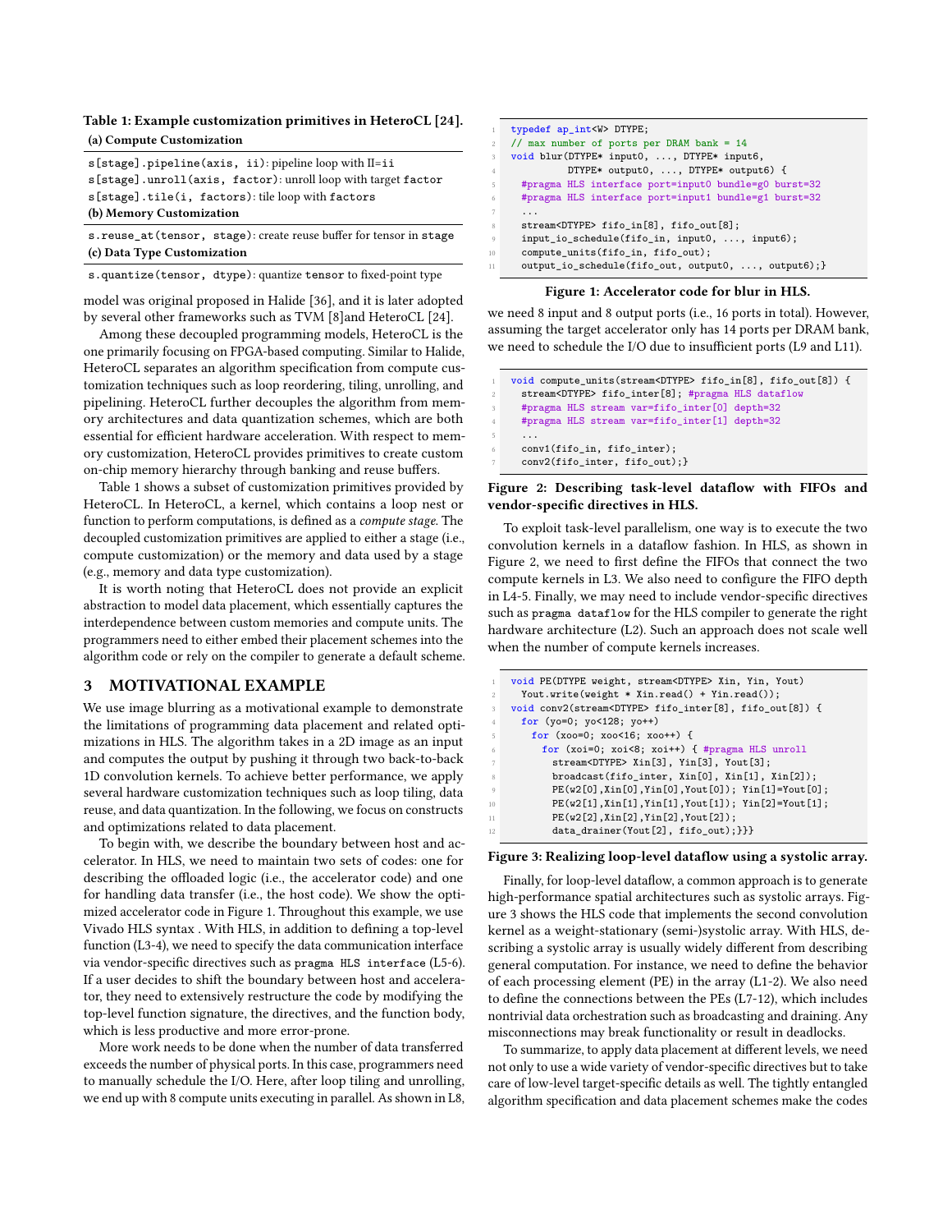**Table 1: Example customization primitives in HeteroCL [24].**

**(a) Compute Customization**

| |
|---|
| `s[stage].pipeline(axis, ii)`: pipeline loop with II=ii |
| `s[stage].unroll(axis, factor)`: unroll loop with target factor |
| `s[stage].tile(i, factors)`: tile loop with factors |

**(b) Memory Customization**

| |
|---|
| `s.reuse_at(tensor, stage)`: create reuse buffer for tensor in stage |

**(c) Data Type Customization**

| |
|---|
| `s.quantize(tensor, dtype)`: quantize tensor to fixed-point type |

model was original proposed in Halide [36], and it is later adopted by several other frameworks such as TVM [8]and HeteroCL [24].

Among these decoupled programming models, HeteroCL is the one primarily focusing on FPGA-based computing. Similar to Halide, HeteroCL separates an algorithm specification from compute customization techniques such as loop reordering, tiling, unrolling, and pipelining. HeteroCL further decouples the algorithm from memory architectures and data quantization schemes, which are both essential for efficient hardware acceleration. With respect to memory customization, HeteroCL provides primitives to create custom on-chip memory hierarchy through banking and reuse buffers.

Table 1 shows a subset of customization primitives provided by HeteroCL. In HeteroCL, a kernel, which contains a loop nest or function to perform computations, is defined as a *compute stage*. The decoupled customization primitives are applied to either a stage (i.e., compute customization) or the memory and data used by a stage (e.g., memory and data type customization).

It is worth noting that HeteroCL does not provide an explicit abstraction to model data placement, which essentially captures the interdependence between custom memories and compute units. The programmers need to either embed their placement schemes into the algorithm code or rely on the compiler to generate a default scheme.

## 3 MOTIVATIONAL EXAMPLE

We use image blurring as a motivational example to demonstrate the limitations of programming data placement and related optimizations in HLS. The algorithm takes in a 2D image as an input and computes the output by pushing it through two back-to-back 1D convolution kernels. To achieve better performance, we apply several hardware customization techniques such as loop tiling, data reuse, and data quantization. In the following, we focus on constructs and optimizations related to data placement.

To begin with, we describe the boundary between host and accelerator. In HLS, we need to maintain two sets of codes: one for describing the offloaded logic (i.e., the accelerator code) and one for handling data transfer (i.e., the host code). We show the optimized accelerator code in Figure 1. Throughout this example, we use Vivado HLS syntax . With HLS, in addition to defining a top-level function (L3-4), we need to specify the data communication interface via vendor-specific directives such as `pragma HLS interface` (L5-6). If a user decides to shift the boundary between host and accelerator, they need to extensively restructure the code by modifying the top-level function signature, the directives, and the function body, which is less productive and more error-prone.

More work needs to be done when the number of data transferred exceeds the number of physical ports. In this case, programmers need to manually schedule the I/O. Here, after loop tiling and unrolling, we end up with 8 compute units executing in parallel. As shown in L8,

```
typedef ap_int<W> DTYPE;
// max number of ports per DRAM bank = 14
void blur(DTYPE* input0, ..., DTYPE* input6,
          DTYPE* output0, ..., DTYPE* output6) {
  #pragma HLS interface port=input0 bundle=g0 burst=32
  #pragma HLS interface port=input1 bundle=g1 burst=32
  ...
  stream<DTYPE> fifo_in[8], fifo_out[8];
  input_io_schedule(fifo_in, input0, ..., input6);
  compute_units(fifo_in, fifo_out);
  output_io_schedule(fifo_out, output0, ..., output6);}
```

**Figure 1: Accelerator code for blur in HLS.**

we need 8 input and 8 output ports (i.e., 16 ports in total). However, assuming the target accelerator only has 14 ports per DRAM bank, we need to schedule the I/O due to insufficient ports (L9 and L11).

```
void compute_units(stream<DTYPE> fifo_in[8], fifo_out[8]) {
  stream<DTYPE> fifo_inter[8]; #pragma HLS dataflow
  #pragma HLS stream var=fifo_inter[0] depth=32
  #pragma HLS stream var=fifo_inter[1] depth=32
  ...
  conv1(fifo_in, fifo_inter);
  conv2(fifo_inter, fifo_out);}
```

**Figure 2: Describing task-level dataflow with FIFOs and vendor-specific directives in HLS.**

To exploit task-level parallelism, one way is to execute the two convolution kernels in a dataflow fashion. In HLS, as shown in Figure 2, we need to first define the FIFOs that connect the two compute kernels in L3. We also need to configure the FIFO depth in L4-5. Finally, we may need to include vendor-specific directives such as `pragma dataflow` for the HLS compiler to generate the right hardware architecture (L2). Such an approach does not scale well when the number of compute kernels increases.

```
void PE(DTYPE weight, stream<DTYPE> Xin, Yin, Yout)
  Yout.write(weight * Xin.read() + Yin.read());
void conv2(stream<DTYPE> fifo_inter[8], fifo_out[8]) {
  for (yo=0; yo<128; yo++)
    for (xoo=0; xoo<16; xoo++) {
      for (xoi=0; xoi<8; xoi++) { #pragma HLS unroll
        stream<DTYPE> Xin[3], Yin[3], Yout[3];
        broadcast(fifo_inter, Xin[0], Xin[1], Xin[2]);
        PE(w2[0],Xin[0],Yin[0],Yout[0]); Yin[1]=Yout[0];
        PE(w2[1],Xin[1],Yin[1],Yout[1]); Yin[2]=Yout[1];
        PE(w2[2],Xin[2],Yin[2],Yout[2]);
        data_drainer(Yout[2], fifo_out);}}}
```

**Figure 3: Realizing loop-level dataflow using a systolic array.**

Finally, for loop-level dataflow, a common approach is to generate high-performance spatial architectures such as systolic arrays. Figure 3 shows the HLS code that implements the second convolution kernel as a weight-stationary (semi-)systolic array. With HLS, describing a systolic array is usually widely different from describing general computation. For instance, we need to define the behavior of each processing element (PE) in the array (L1-2). We also need to define the connections between the PEs (L7-12), which includes nontrivial data orchestration such as broadcasting and draining. Any misconnections may break functionality or result in deadlocks.

To summarize, to apply data placement at different levels, we need not only to use a wide variety of vendor-specific directives but to take care of low-level target-specific details as well. The tightly entangled algorithm specification and data placement schemes make the codes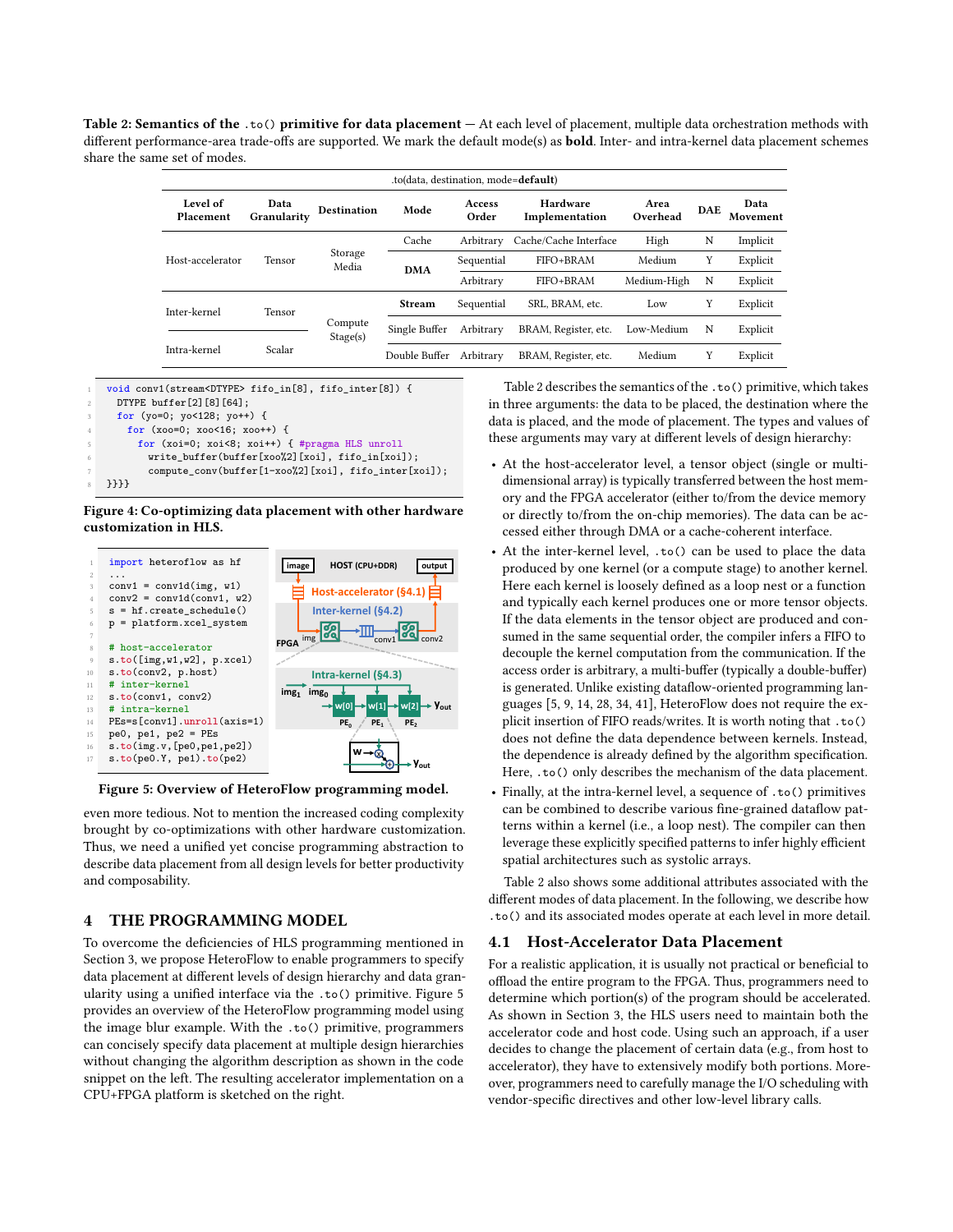**Table 2: Semantics of the `.to()` primitive for data placement** — At each level of placement, multiple data orchestration methods with different performance-area trade-offs are supported. We mark the default mode(s) as **bold**. Inter- and intra-kernel data placement schemes share the same set of modes.

.to(data, destination, mode=**default**)

| Level of Placement | Data Granularity | Destination | Mode | Access Order | Hardware Implementation | Area Overhead | DAE | Data Movement |
|---|---|---|---|---|---|---|---|---|
| Host-accelerator | Tensor | Storage Media | Cache | Arbitrary | Cache/Cache Interface | High | N | Implicit |
| | | | **DMA** | Sequential | FIFO+BRAM | Medium | Y | Explicit |
| | | | | Arbitrary | FIFO+BRAM | Medium-High | N | Explicit |
| Inter-kernel | Tensor | Compute Stage(s) | **Stream** | Sequential | SRL, BRAM, etc. | Low | Y | Explicit |
| Intra-kernel | Scalar | | Single Buffer | Arbitrary | BRAM, Register, etc. | Low-Medium | N | Explicit |
| | | | Double Buffer | Arbitrary | BRAM, Register, etc. | Medium | Y | Explicit |

```
void conv1(stream<DTYPE> fifo_in[8], stream<DTYPE> fifo_inter[8]) {
  DTYPE buffer[2][8][64];
  for (yo=0; yo<128; yo++) {
    for (xoo=0; xoo<16; xoo++) {
      for (xoi=0; xoi<8; xoi++) { #pragma HLS unroll
        write_buffer(buffer[xoo%2][xoi], fifo_in[xoi]);
        compute_conv(buffer[1-xoo%2][xoi], fifo_inter[xoi]);
}}}}
```

**Figure 4: Co-optimizing data placement with other hardware customization in HLS.**

```
import heteroflow as hf
...
conv1 = conv1d(img, w1)
conv2 = conv1d(conv1, w2)
s = hf.create_schedule()
p = platform.xcel_system

# host-accelerator
s.to([img,w1,w2], p.xcel)
s.to(conv2, p.host)
# inter-kernel
s.to(conv1, conv2)
# intra-kernel
PEs=s[conv1].unroll(axis=1)
pe0, pe1, pe2 = PEs
s.to(img.v,[pe0,pe1,pe2])
s.to(pe0.Y, pe1).to(pe2)
```

**Figure 5: Overview of HeteroFlow programming model.**

even more tedious. Not to mention the increased coding complexity brought by co-optimizations with other hardware customization. Thus, we need a unified yet concise programming abstraction to describe data placement from all design levels for better productivity and composability.

## 4 THE PROGRAMMING MODEL

To overcome the deficiencies of HLS programming mentioned in Section 3, we propose HeteroFlow to enable programmers to specify data placement at different levels of design hierarchy and data granularity using a unified interface via the `.to()` primitive. Figure 5 provides an overview of the HeteroFlow programming model using the image blur example. With the `.to()` primitive, programmers can concisely specify data placement at multiple design hierarchies without changing the algorithm description as shown in the code snippet on the left. The resulting accelerator implementation on a CPU+FPGA platform is sketched on the right.

Table 2 describes the semantics of the `.to()` primitive, which takes in three arguments: the data to be placed, the destination where the data is placed, and the mode of placement. The types and values of these arguments may vary at different levels of design hierarchy:

- At the host-accelerator level, a tensor object (single or multi-dimensional array) is typically transferred between the host memory and the FPGA accelerator (either to/from the device memory or directly to/from the on-chip memories). The data can be accessed either through DMA or a cache-coherent interface.
- At the inter-kernel level, `.to()` can be used to place the data produced by one kernel (or a compute stage) to another kernel. Here each kernel is loosely defined as a loop nest or a function and typically each kernel produces one or more tensor objects. If the data elements in the tensor object are produced and consumed in the same sequential order, the compiler infers a FIFO to decouple the kernel computation from the communication. If the access order is arbitrary, a multi-buffer (typically a double-buffer) is generated. Unlike existing dataflow-oriented programming languages [5, 9, 14, 28, 34, 41], HeteroFlow does not require the explicit insertion of FIFO reads/writes. It is worth noting that `.to()` does not define the data dependence between kernels. Instead, the dependence is already defined by the algorithm specification. Here, `.to()` only describes the mechanism of the data placement.
- Finally, at the intra-kernel level, a sequence of `.to()` primitives can be combined to describe various fine-grained dataflow patterns within a kernel (i.e., a loop nest). The compiler can then leverage these explicitly specified patterns to infer highly efficient spatial architectures such as systolic arrays.

Table 2 also shows some additional attributes associated with the different modes of data placement. In the following, we describe how `.to()` and its associated modes operate at each level in more detail.

### 4.1 Host-Accelerator Data Placement

For a realistic application, it is usually not practical or beneficial to offload the entire program to the FPGA. Thus, programmers need to determine which portion(s) of the program should be accelerated. As shown in Section 3, the HLS users need to maintain both the accelerator code and host code. Using such an approach, if a user decides to change the placement of certain data (e.g., from host to accelerator), they have to extensively modify both portions. Moreover, programmers need to carefully manage the I/O scheduling with vendor-specific directives and other low-level library calls.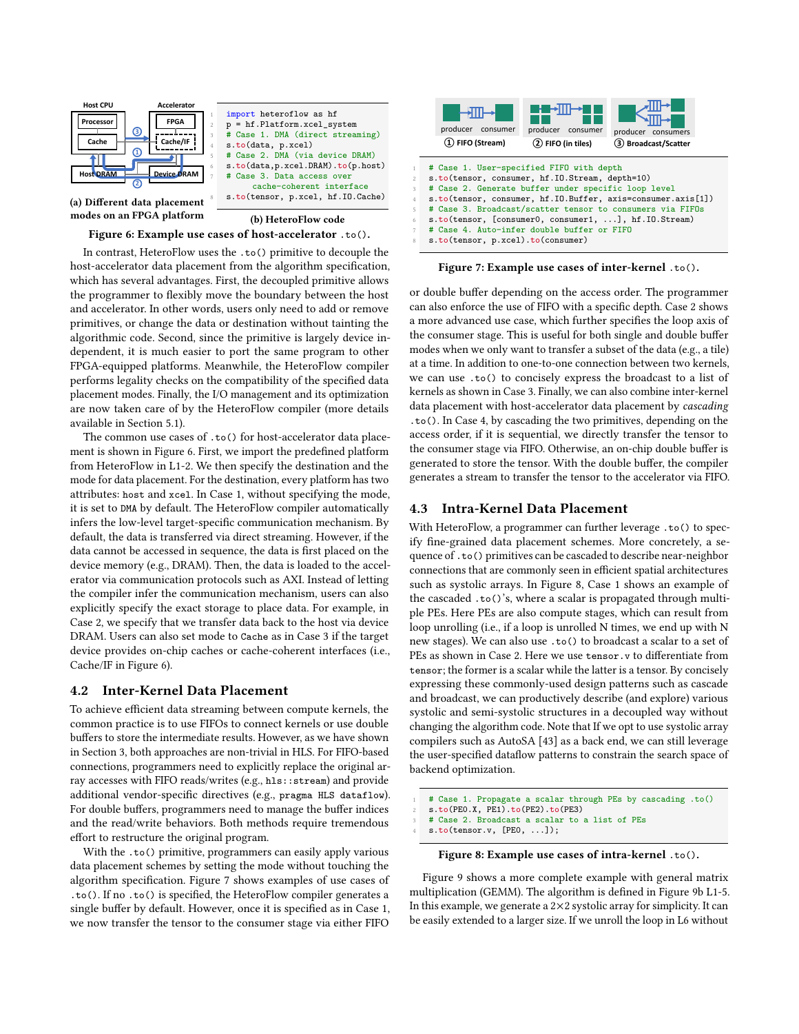Host CPU | Accelerator

(a) Different data placement modes on an FPGA platform

```
import heteroflow as hf
p = hf.Platform.xcel_system
# Case 1. DMA (direct streaming)
s.to(data, p.xcel)
# Case 2. DMA (via device DRAM)
s.to(data,p.xcel.DRAM).to(p.host)
# Case 3. Data access over
#         cache-coherent interface
s.to(tensor, p.xcel, hf.IO.Cache)
```

(b) HeteroFlow code

**Figure 6: Example use cases of host-accelerator .to().**

In contrast, HeteroFlow uses the .to() primitive to decouple the host-accelerator data placement from the algorithm specification, which has several advantages. First, the decoupled primitive allows the programmer to flexibly move the boundary between the host and accelerator. In other words, users only need to add or remove primitives, or change the data or destination without tainting the algorithmic code. Second, since the primitive is largely device independent, it is much easier to port the same program to other FPGA-equipped platforms. Meanwhile, the HeteroFlow compiler performs legality checks on the compatibility of the specified data placement modes. Finally, the I/O management and its optimization are now taken care of by the HeteroFlow compiler (more details available in Section 5.1).

The common use cases of .to() for host-accelerator data placement is shown in Figure 6. First, we import the predefined platform from HeteroFlow in L1-2. We then specify the destination and the mode for data placement. For the destination, every platform has two attributes: host and xcel. In Case 1, without specifying the mode, it is set to DMA by default. The HeteroFlow compiler automatically infers the low-level target-specific communication mechanism. By default, the data is transferred via direct streaming. However, if the data cannot be accessed in sequence, the data is first placed on the device memory (e.g., DRAM). Then, the data is loaded to the accelerator via communication protocols such as AXI. Instead of letting the compiler infer the communication mechanism, users can also explicitly specify the exact storage to place data. For example, in Case 2, we specify that we transfer data back to the host via device DRAM. Users can also set mode to Cache as in Case 3 if the target device provides on-chip caches or cache-coherent interfaces (i.e., Cache/IF in Figure 6).

## 4.2 Inter-Kernel Data Placement

To achieve efficient data streaming between compute kernels, the common practice is to use FIFOs to connect kernels or use double buffers to store the intermediate results. However, as we have shown in Section 3, both approaches are non-trivial in HLS. For FIFO-based connections, programmers need to explicitly replace the original array accesses with FIFO reads/writes (e.g., hls::stream) and provide additional vendor-specific directives (e.g., pragma HLS dataflow). For double buffers, programmers need to manage the buffer indices and the read/write behaviors. Both methods require tremendous effort to restructure the original program.

With the .to() primitive, programmers can easily apply various data placement schemes by setting the mode without touching the algorithm specification. Figure 7 shows examples of use cases of .to(). If no .to() is specified, the HeteroFlow compiler generates a single buffer by default. However, once it is specified as in Case 1, we now transfer the tensor to the consumer stage via either FIFO or double buffer depending on the access order. The programmer can also enforce the use of FIFO with a specific depth. Case 2 shows a more advanced use case, which further specifies the loop axis of the consumer stage. This is useful for both single and double buffer modes when we only want to transfer a subset of the data (e.g., a tile) at a time. In addition to one-to-one connection between two kernels, we can use .to() to concisely express the broadcast to a list of kernels as shown in Case 3. Finally, we can also combine inter-kernel data placement with host-accelerator data placement by *cascading* .to(). In Case 4, by cascading the two primitives, depending on the access order, if it is sequential, we directly transfer the tensor to the consumer stage via FIFO. Otherwise, an on-chip double buffer is generated to store the tensor. With the double buffer, the compiler generates a stream to transfer the tensor to the accelerator via FIFO.

① FIFO (Stream) ② FIFO (in tiles) ③ Broadcast/Scatter

```
# Case 1. User-specified FIFO with depth
s.to(tensor, consumer, hf.IO.Stream, depth=10)
# Case 2. Generate buffer under specific loop level
s.to(tensor, consumer, hf.IO.Buffer, axis=consumer.axis[1])
# Case 3. Broadcast/scatter tensor to consumers via FIFOs
s.to(tensor, [consumer0, consumer1, ...], hf.IO.Stream)
# Case 4. Auto-infer double buffer or FIFO
s.to(tensor, p.xcel).to(consumer)
```

**Figure 7: Example use cases of inter-kernel .to().**

## 4.3 Intra-Kernel Data Placement

With HeteroFlow, a programmer can further leverage .to() to specify fine-grained data placement schemes. More concretely, a sequence of .to() primitives can be cascaded to describe near-neighbor connections that are commonly seen in efficient spatial architectures such as systolic arrays. In Figure 8, Case 1 shows an example of the cascaded .to()'s, where a scalar is propagated through multiple PEs. Here PEs are also compute stages, which can result from loop unrolling (i.e., if a loop is unrolled N times, we end up with N new stages). We can also use .to() to broadcast a scalar to a set of PEs as shown in Case 2. Here we use tensor.v to differentiate from tensor; the former is a scalar while the latter is a tensor. By concisely expressing these commonly-used design patterns such as cascade and broadcast, we can productively describe (and explore) various systolic and semi-systolic structures in a decoupled way without changing the algorithm code. Note that If we opt to use systolic array compilers such as AutoSA [43] as a back end, we can still leverage the user-specified dataflow patterns to constrain the search space of backend optimization.

```
# Case 1. Propagate a scalar through PEs by cascading .to()
s.to(PE0.X, PE1).to(PE2).to(PE3)
# Case 2. Broadcast a scalar to a list of PEs
s.to(tensor.v, [PE0, ...]);
```

**Figure 8: Example use cases of intra-kernel .to().**

Figure 9 shows a more complete example with general matrix multiplication (GEMM). The algorithm is defined in Figure 9b L1-5. In this example, we generate a 2×2 systolic array for simplicity. It can be easily extended to a larger size. If we unroll the loop in L6 without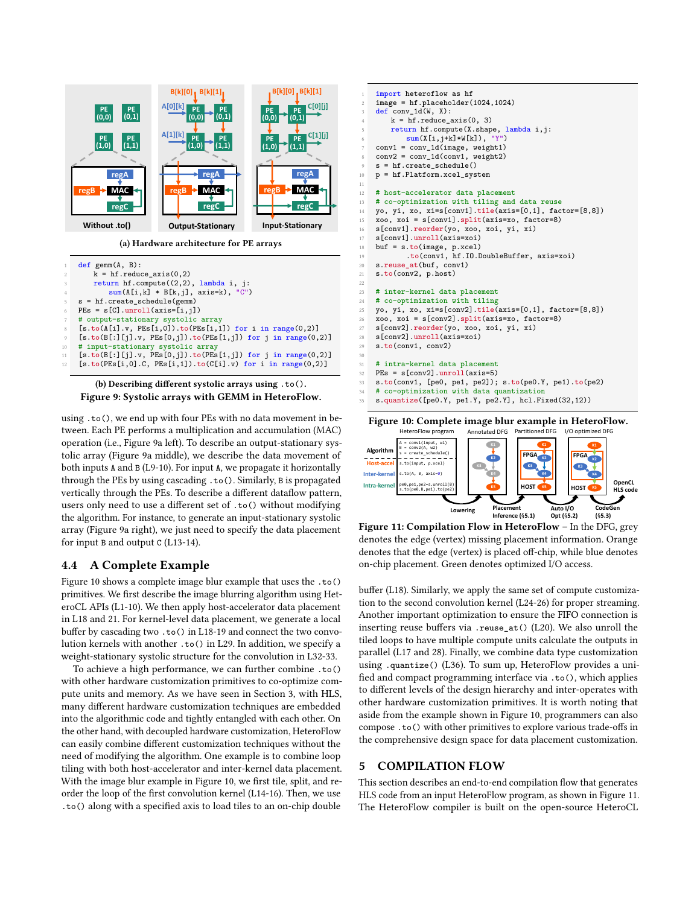(a) Hardware architecture for PE arrays

```
def gemm(A, B):
    k = hf.reduce_axis(0,2)
    return hf.compute((2,2), lambda i, j:
        sum(A[i,k] * B[k,j], axis=k), "C")
s = hf.create_schedule(gemm)
PEs = s[C].unroll(axis=[i,j])
# output-stationary systolic array
[s.to(A[i].v, PEs[i,0]).to(PEs[i,1]) for i in range(0,2)]
[s.to(B[:][j].v, PEs[0,j]).to(PEs[1,j]) for j in range(0,2)]
# input-stationary systolic array
[s.to(B[:][j].v, PEs[0,j]).to(PEs[1,j]) for j in range(0,2)]
[s.to(PEs[i,0].C, PEs[i,1]).to(C[i].v) for i in range(0,2)]
```

(b) Describing different systolic arrays using `.to()`.

**Figure 9: Systolic arrays with GEMM in HeteroFlow.**

```
import heteroflow as hf
image = hf.placeholder(1024,1024)
def conv_1d(W, X):
    k = hf.reduce_axis(0, 3)
    return hf.compute(X.shape, lambda i,j:
        sum(X[i,j+k]*W[k]), "Y")
conv1 = conv_1d(image, weight1)
conv2 = conv_1d(conv1, weight2)
s = hf.create_schedule()
p = hf.Platform.xcel_system

# host-accelerator data placement
# co-optimization with tiling and data reuse
yo, yi, xo, xi=s[conv1].tile(axis=[0,1], factor=[8,8])
xoo, xoi = s[conv1].split(axis=xo, factor=8)
s[conv1].reorder(yo, xoo, xoi, yi, xi)
s[conv1].unroll(axis=xoi)
buf = s.to(image, p.xcel)
        .to(conv1, hf.IO.DoubleBuffer, axis=xoi)
s.reuse_at(buf, conv1)
s.to(conv2, p.host)

# inter-kernel data placement
# co-optimization with tiling
yo, yi, xo, xi=s[conv2].tile(axis=[0,1], factor=[8,8])
xoo, xoi = s[conv2].split(axis=xo, factor=8)
s[conv2].reorder(yo, xoo, xoi, yi, xi)
s[conv2].unroll(axis=xoi)
s.to(conv1, conv2)

# intra-kernel data placement
PEs = s[conv2].unroll(axis=5)
s.to(conv1, [pe0, pe1, pe2]); s.to(pe0.Y, pe1).to(pe2)
# co-optimization with data quantization
s.quantize([pe0.Y, pe1.Y, pe2.Y], hcl.Fixed(32,12))
```

**Figure 10: Complete image blur example in HeteroFlow.**

**Figure 11: Compilation Flow in HeteroFlow** – In the DFG, grey denotes the edge (vertex) missing placement information. Orange denotes that the edge (vertex) is placed off-chip, while blue denotes on-chip placement. Green denotes optimized I/O access.

using `.to()`, we end up with four PEs with no data movement in between. Each PE performs a multiplication and accumulation (MAC) operation (i.e., Figure 9a left). To describe an output-stationary systolic array (Figure 9a middle), we describe the data movement of both inputs A and B (L9-10). For input A, we propagate it horizontally through the PEs by using cascading `.to()`. Similarly, B is propagated vertically through the PEs. To describe a different dataflow pattern, users only need to use a different set of `.to()` without modifying the algorithm. For instance, to generate an input-stationary systolic array (Figure 9a right), we just need to specify the data placement for input B and output C (L13-14).

## 4.4 A Complete Example

Figure 10 shows a complete image blur example that uses the `.to()` primitives. We first describe the image blurring algorithm using HeteroCL APIs (L1-10). We then apply host-accelerator data placement in L18 and 21. For kernel-level data placement, we generate a local buffer by cascading two `.to()` in L18-19 and connect the two convolution kernels with another `.to()` in L29. In addition, we specify a weight-stationary systolic structure for the convolution in L32-33.

To achieve a high performance, we can further combine `.to()` with other hardware customization primitives to co-optimize compute units and memory. As we have seen in Section 3, with HLS, many different hardware customization techniques are embedded into the algorithmic code and tightly entangled with each other. On the other hand, with decoupled hardware customization, HeteroFlow can easily combine different customization techniques without the need of modifying the algorithm. One example is to combine loop tiling with both host-accelerator and inter-kernel data placement. With the image blur example in Figure 10, we first tile, split, and reorder the loop of the first convolution kernel (L14-16). Then, we use `.to()` along with a specified axis to load tiles to an on-chip double buffer (L18). Similarly, we apply the same set of compute customization to the second convolution kernel (L24-26) for proper streaming. Another important optimization to ensure the FIFO connection is inserting reuse buffers via `.reuse_at()` (L20). We also unroll the tiled loops to have multiple compute units calculate the outputs in parallel (L17 and 28). Finally, we combine data type customization using `.quantize()` (L36). To sum up, HeteroFlow provides a unified and compact programming interface via `.to()`, which applies to different levels of the design hierarchy and inter-operates with other hardware customization primitives. It is worth noting that aside from the example shown in Figure 10, programmers can also compose `.to()` with other primitives to explore various trade-offs in the comprehensive design space for data placement customization.

# 5 COMPILATION FLOW

This section describes an end-to-end compilation flow that generates HLS code from an input HeteroFlow program, as shown in Figure 11. The HeteroFlow compiler is built on the open-source HeteroCL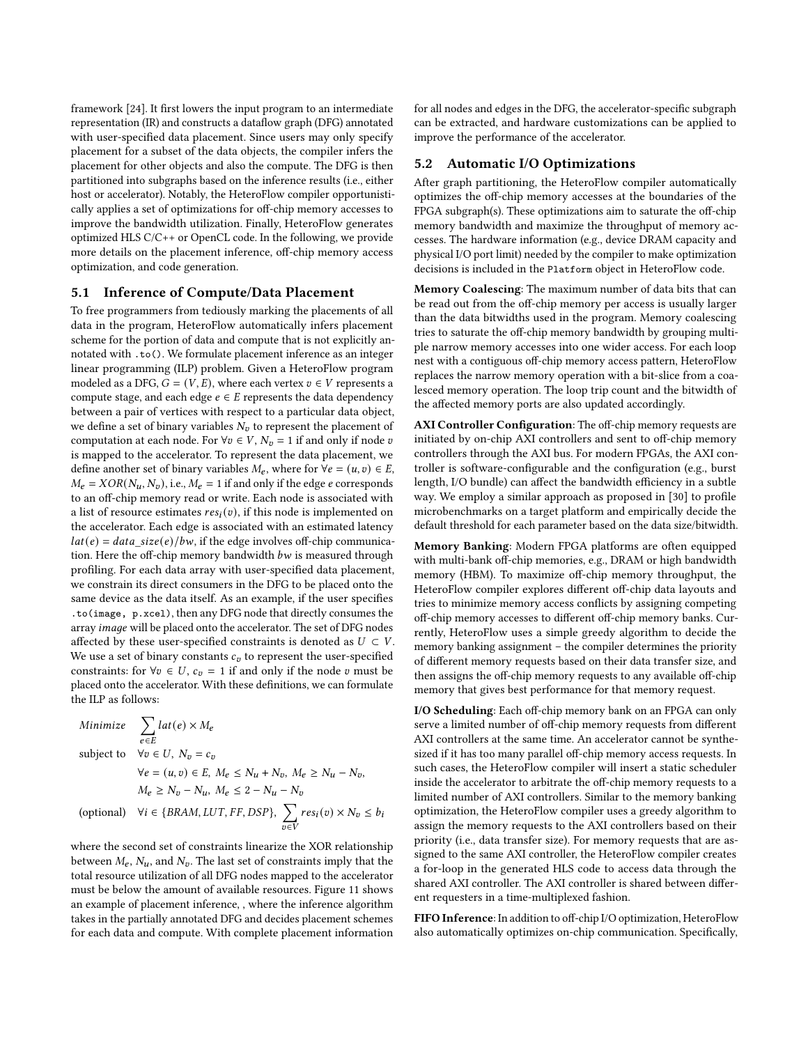framework [24]. It first lowers the input program to an intermediate representation (IR) and constructs a dataflow graph (DFG) annotated with user-specified data placement. Since users may only specify placement for a subset of the data objects, the compiler infers the placement for other objects and also the compute. The DFG is then partitioned into subgraphs based on the inference results (i.e., either host or accelerator). Notably, the HeteroFlow compiler opportunistically applies a set of optimizations for off-chip memory accesses to improve the bandwidth utilization. Finally, HeteroFlow generates optimized HLS C/C++ or OpenCL code. In the following, we provide more details on the placement inference, off-chip memory access optimization, and code generation.

### 5.1 Inference of Compute/Data Placement

To free programmers from tediously marking the placements of all data in the program, HeteroFlow automatically infers placement scheme for the portion of data and compute that is not explicitly annotated with `.to()`. We formulate placement inference as an integer linear programming (ILP) problem. Given a HeteroFlow program modeled as a DFG, $G = (V, E)$, where each vertex $v \in V$ represents a compute stage, and each edge $e \in E$ represents the data dependency between a pair of vertices with respect to a particular data object, we define a set of binary variables $N_v$ to represent the placement of computation at each node. For $\forall v \in V$, $N_v = 1$ if and only if node $v$ is mapped to the accelerator. To represent the data placement, we define another set of binary variables $M_e$, where for $\forall e = (u, v) \in E$, $M_e = XOR(N_u, N_v)$, i.e., $M_e = 1$ if and only if the edge $e$ corresponds to an off-chip memory read or write. Each node is associated with a list of resource estimates $res_i(v)$, if this node is implemented on the accelerator. Each edge is associated with an estimated latency $lat(e) = data\_size(e)/bw$, if the edge involves off-chip communication. Here the off-chip memory bandwidth $bw$ is measured through profiling. For each data array with user-specified data placement, we constrain its direct consumers in the DFG to be placed onto the same device as the data itself. As an example, if the user specifies `.to(image, p.xcel)`, then any DFG node that directly consumes the array *image* will be placed onto the accelerator. The set of DFG nodes affected by these user-specified constraints is denoted as $U \subset V$. We use a set of binary constants $c_v$ to represent the user-specified constraints: for $\forall v \in U$, $c_v = 1$ if and only if the node $v$ must be placed onto the accelerator. With these definitions, we can formulate the ILP as follows:

$$
\begin{aligned}
&\textit{Minimize} \quad \sum_{e \in E} lat(e) \times M_e \\
&\text{subject to} \quad \forall v \in U,\ N_v = c_v \\
&\qquad\qquad\quad \forall e = (u, v) \in E,\ M_e \leq N_u + N_v,\ M_e \geq N_u - N_v, \\
&\qquad\qquad\quad M_e \geq N_v - N_u,\ M_e \leq 2 - N_u - N_v \\
&\text{(optional)} \quad \forall i \in \{BRAM, LUT, FF, DSP\},\ \sum_{v \in V} res_i(v) \times N_v \leq b_i
\end{aligned}
$$

where the second set of constraints linearize the XOR relationship between $M_e$, $N_u$, and $N_v$. The last set of constraints imply that the total resource utilization of all DFG nodes mapped to the accelerator must be below the amount of available resources. Figure 11 shows an example of placement inference, , where the inference algorithm takes in the partially annotated DFG and decides placement schemes for each data and compute. With complete placement information for all nodes and edges in the DFG, the accelerator-specific subgraph can be extracted, and hardware customizations can be applied to improve the performance of the accelerator.

### 5.2 Automatic I/O Optimizations

After graph partitioning, the HeteroFlow compiler automatically optimizes the off-chip memory accesses at the boundaries of the FPGA subgraph(s). These optimizations aim to saturate the off-chip memory bandwidth and maximize the throughput of memory accesses. The hardware information (e.g., device DRAM capacity and physical I/O port limit) needed by the compiler to make optimization decisions is included in the `Platform` object in HeteroFlow code.

**Memory Coalescing**: The maximum number of data bits that can be read out from the off-chip memory per access is usually larger than the data bitwidths used in the program. Memory coalescing tries to saturate the off-chip memory bandwidth by grouping multiple narrow memory accesses into one wider access. For each loop nest with a contiguous off-chip memory access pattern, HeteroFlow replaces the narrow memory operation with a bit-slice from a coalesced memory operation. The loop trip count and the bitwidth of the affected memory ports are also updated accordingly.

**AXI Controller Configuration**: The off-chip memory requests are initiated by on-chip AXI controllers and sent to off-chip memory controllers through the AXI bus. For modern FPGAs, the AXI controller is software-configurable and the configuration (e.g., burst length, I/O bundle) can affect the bandwidth efficiency in a subtle way. We employ a similar approach as proposed in [30] to profile microbenchmarks on a target platform and empirically decide the default threshold for each parameter based on the data size/bitwidth.

**Memory Banking**: Modern FPGA platforms are often equipped with multi-bank off-chip memories, e.g., DRAM or high bandwidth memory (HBM). To maximize off-chip memory throughput, the HeteroFlow compiler explores different off-chip data layouts and tries to minimize memory access conflicts by assigning competing off-chip memory accesses to different off-chip memory banks. Currently, HeteroFlow uses a simple greedy algorithm to decide the memory banking assignment – the compiler determines the priority of different memory requests based on their data transfer size, and then assigns the off-chip memory requests to any available off-chip memory that gives best performance for that memory request.

**I/O Scheduling**: Each off-chip memory bank on an FPGA can only serve a limited number of off-chip memory requests from different AXI controllers at the same time. An accelerator cannot be synthesized if it has too many parallel off-chip memory access requests. In such cases, the HeteroFlow compiler will insert a static scheduler inside the accelerator to arbitrate the off-chip memory requests to a limited number of AXI controllers. Similar to the memory banking optimization, the HeteroFlow compiler uses a greedy algorithm to assign the memory requests to the AXI controllers based on their priority (i.e., data transfer size). For memory requests that are assigned to the same AXI controller, the HeteroFlow compiler creates a for-loop in the generated HLS code to access data through the shared AXI controller. The AXI controller is shared between different requesters in a time-multiplexed fashion.

**FIFO Inference**: In addition to off-chip I/O optimization, HeteroFlow also automatically optimizes on-chip communication. Specifically,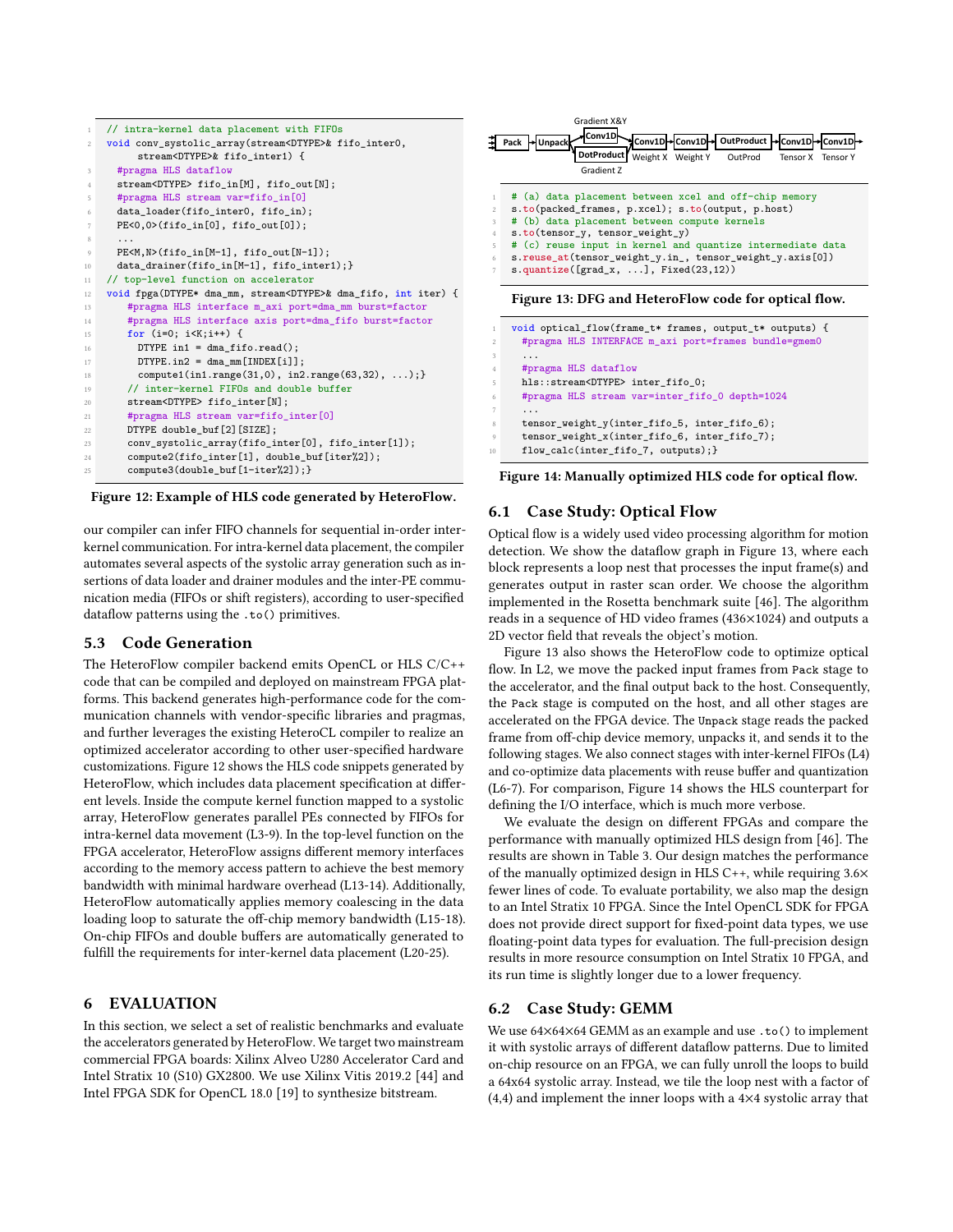```
// intra-kernel data placement with FIFOs
void conv_systolic_array(stream<DTYPE>& fifo_inter0,
     stream<DTYPE>& fifo_inter1) {
  #pragma HLS dataflow
  stream<DTYPE> fifo_in[M], fifo_out[N];
  #pragma HLS stream var=fifo_in[0]
  data_loader(fifo_inter0, fifo_in);
  PE<0,0>(fifo_in[0], fifo_out[0]);
  ...
  PE<M,N>(fifo_in[M-1], fifo_out[N-1]);
  data_drainer(fifo_in[M-1], fifo_inter1);}
// top-level function on accelerator
void fpga(DTYPE* dma_mm, stream<DTYPE>& dma_fifo, int iter) {
    #pragma HLS interface m_axi port=dma_mm burst=factor
    #pragma HLS interface axis port=dma_fifo burst=factor
    for (i=0; i<K;i++) {
      DTYPE in1 = dma_fifo.read();
      DTYPE.in2 = dma_mm[INDEX[i]];
      compute1(in1.range(31,0), in2.range(63,32), ...);}
    // inter-kernel FIFOs and double buffer
    stream<DTYPE> fifo_inter[N];
    #pragma HLS stream var=fifo_inter[0]
    DTYPE double_buf[2][SIZE];
    conv_systolic_array(fifo_inter[0], fifo_inter[1]);
    compute2(fifo_inter[1], double_buf[iter%2]);
    compute3(double_buf[1-iter%2]);}
```

**Figure 12: Example of HLS code generated by HeteroFlow.**

our compiler can infer FIFO channels for sequential in-order inter-kernel communication. For intra-kernel data placement, the compiler automates several aspects of the systolic array generation such as insertions of data loader and drainer modules and the inter-PE communication media (FIFOs or shift registers), according to user-specified dataflow patterns using the `.to()` primitives.

### 5.3 Code Generation

The HeteroFlow compiler backend emits OpenCL or HLS C/C++ code that can be compiled and deployed on mainstream FPGA platforms. This backend generates high-performance code for the communication channels with vendor-specific libraries and pragmas, and further leverages the existing HeteroCL compiler to realize an optimized accelerator according to other user-specified hardware customizations. Figure 12 shows the HLS code snippets generated by HeteroFlow, which includes data placement specification at different levels. Inside the compute kernel function mapped to a systolic array, HeteroFlow generates parallel PEs connected by FIFOs for intra-kernel data movement (L3-9). In the top-level function on the FPGA accelerator, HeteroFlow assigns different memory interfaces according to the memory access pattern to achieve the best memory bandwidth with minimal hardware overhead (L13-14). Additionally, HeteroFlow automatically applies memory coalescing in the data loading loop to saturate the off-chip memory bandwidth (L15-18). On-chip FIFOs and double buffers are automatically generated to fulfill the requirements for inter-kernel data placement (L20-25).

## 6 EVALUATION

In this section, we select a set of realistic benchmarks and evaluate the accelerators generated by HeteroFlow. We target two mainstream commercial FPGA boards: Xilinx Alveo U280 Accelerator Card and Intel Stratix 10 (S10) GX2800. We use Xilinx Vitis 2019.2 [44] and Intel FPGA SDK for OpenCL 18.0 [19] to synthesize bitstream.

Gradient X&Y

Pack → Unpack → Conv1D / DotProduct → Conv1D (Weight X) → Conv1D (Weight Y) → OutProduct (OutProd) → Conv1D (Tensor X) → Conv1D (Tensor Y)

Gradient Z

```
# (a) data placement between xcel and off-chip memory
s.to(packed_frames, p.xcel); s.to(output, p.host)
# (b) data placement between compute kernels
s.to(tensor_y, tensor_weight_y)
# (c) reuse input in kernel and quantize intermediate data
s.reuse_at(tensor_weight_y.in_, tensor_weight_y.axis[0])
s.quantize([grad_x, ...], Fixed(23,12))
```

**Figure 13: DFG and HeteroFlow code for optical flow.**

```
void optical_flow(frame_t* frames, output_t* outputs) {
  #pragma HLS INTERFACE m_axi port=frames bundle=gmem0
  ...
  #pragma HLS dataflow
  hls::stream<DTYPE> inter_fifo_0;
  #pragma HLS stream var=inter_fifo_0 depth=1024
  ...
  tensor_weight_y(inter_fifo_5, inter_fifo_6);
  tensor_weight_x(inter_fifo_6, inter_fifo_7);
  flow_calc(inter_fifo_7, outputs);}
```

**Figure 14: Manually optimized HLS code for optical flow.**

### 6.1 Case Study: Optical Flow

Optical flow is a widely used video processing algorithm for motion detection. We show the dataflow graph in Figure 13, where each block represents a loop nest that processes the input frame(s) and generates output in raster scan order. We choose the algorithm implemented in the Rosetta benchmark suite [46]. The algorithm reads in a sequence of HD video frames (436×1024) and outputs a 2D vector field that reveals the object's motion.

Figure 13 also shows the HeteroFlow code to optimize optical flow. In L2, we move the packed input frames from `Pack` stage to the accelerator, and the final output back to the host. Consequently, the `Pack` stage is computed on the host, and all other stages are accelerated on the FPGA device. The `Unpack` stage reads the packed frame from off-chip device memory, unpacks it, and sends it to the following stages. We also connect stages with inter-kernel FIFOs (L4) and co-optimize data placements with reuse buffer and quantization (L6-7). For comparison, Figure 14 shows the HLS counterpart for defining the I/O interface, which is much more verbose.

We evaluate the design on different FPGAs and compare the performance with manually optimized HLS design from [46]. The results are shown in Table 3. Our design matches the performance of the manually optimized design in HLS C++, while requiring 3.6× fewer lines of code. To evaluate portability, we also map the design to an Intel Stratix 10 FPGA. Since the Intel OpenCL SDK for FPGA does not provide direct support for fixed-point data types, we use floating-point data types for evaluation. The full-precision design results in more resource consumption on Intel Stratix 10 FPGA, and its run time is slightly longer due to a lower frequency.

### 6.2 Case Study: GEMM

We use 64×64×64 GEMM as an example and use `.to()` to implement it with systolic arrays of different dataflow patterns. Due to limited on-chip resource on an FPGA, we can fully unroll the loops to build a 64x64 systolic array. Instead, we tile the loop nest with a factor of (4,4) and implement the inner loops with a 4×4 systolic array that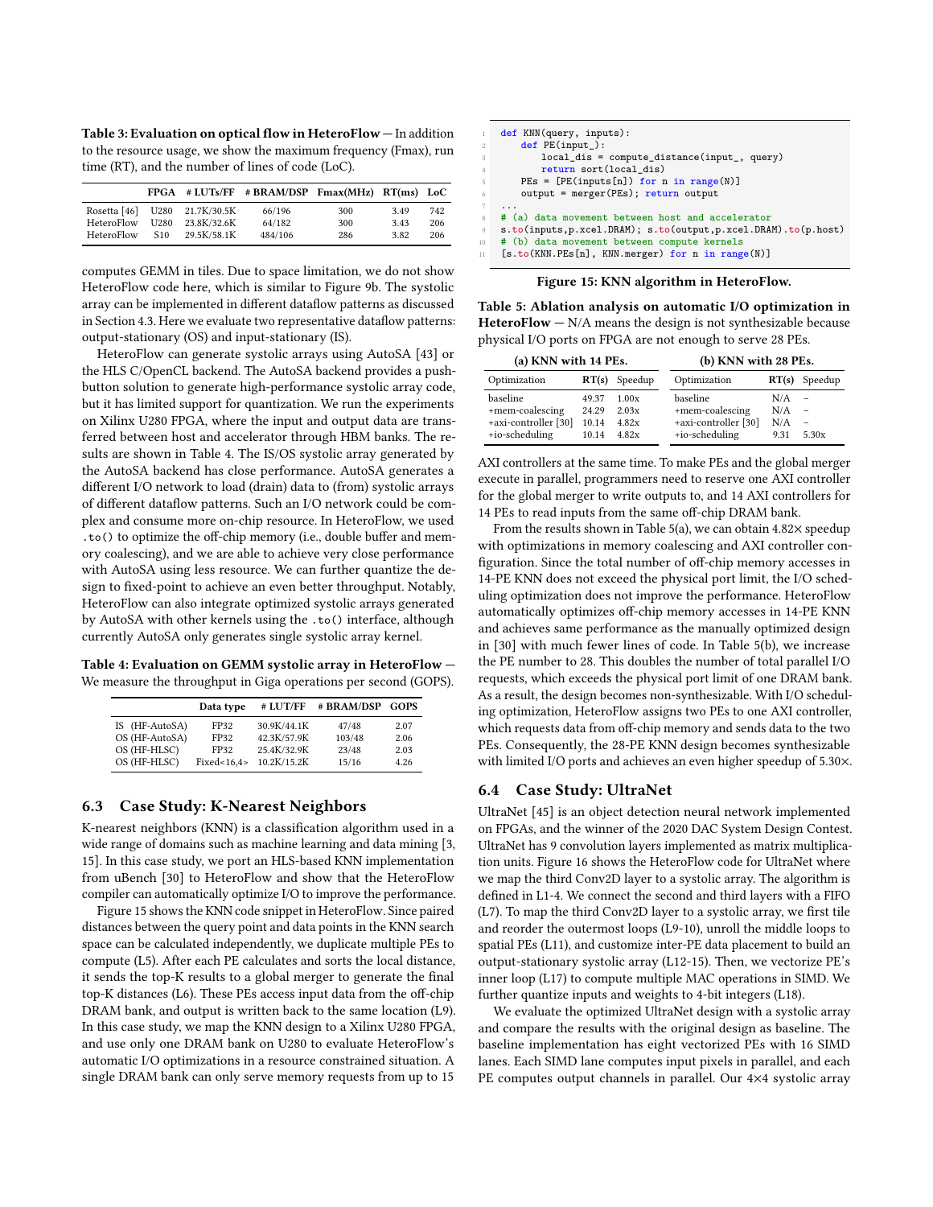**Table 3: Evaluation on optical flow in HeteroFlow** — In addition to the resource usage, we show the maximum frequency (Fmax), run time (RT), and the number of lines of code (LoC).

| | FPGA | # LUTs/FF | # BRAM/DSP | Fmax(MHz) | RT(ms) | LoC |
|---|---|---|---|---|---|---|
| Rosetta [46] | U280 | 21.7K/30.5K | 66/196 | 300 | 3.49 | 742 |
| HeteroFlow | U280 | 23.8K/32.6K | 64/182 | 300 | 3.43 | 206 |
| HeteroFlow | S10 | 29.5K/58.1K | 484/106 | 286 | 3.82 | 206 |

computes GEMM in tiles. Due to space limitation, we do not show HeteroFlow code here, which is similar to Figure 9b. The systolic array can be implemented in different dataflow patterns as discussed in Section 4.3. Here we evaluate two representative dataflow patterns: output-stationary (OS) and input-stationary (IS).

HeteroFlow can generate systolic arrays using AutoSA [43] or the HLS C/OpenCL backend. The AutoSA backend provides a push-button solution to generate high-performance systolic array code, but it has limited support for quantization. We run the experiments on Xilinx U280 FPGA, where the input and output data are transferred between host and accelerator through HBM banks. The results are shown in Table 4. The IS/OS systolic array generated by the AutoSA backend has close performance. AutoSA generates a different I/O network to load (drain) data to (from) systolic arrays of different dataflow patterns. Such an I/O network could be complex and consume more on-chip resource. In HeteroFlow, we used `.to()` to optimize the off-chip memory (i.e., double buffer and memory coalescing), and we are able to achieve very close performance with AutoSA using less resource. We can further quantize the design to fixed-point to achieve an even better throughput. Notably, HeteroFlow can also integrate optimized systolic arrays generated by AutoSA with other kernels using the `.to()` interface, although currently AutoSA only generates single systolic array kernel.

**Table 4: Evaluation on GEMM systolic array in HeteroFlow** — We measure the throughput in Giga operations per second (GOPS).

| | Data type | # LUT/FF | # BRAM/DSP | GOPS |
|---|---|---|---|---|
| IS (HF-AutoSA) | FP32 | 30.9K/44.1K | 47/48 | 2.07 |
| OS (HF-AutoSA) | FP32 | 42.3K/57.9K | 103/48 | 2.06 |
| OS (HF-HLSC) | FP32 | 25.4K/32.9K | 23/48 | 2.03 |
| OS (HF-HLSC) | Fixed<16,4> | 10.2K/15.2K | 15/16 | 4.26 |

## 6.3 Case Study: K-Nearest Neighbors

K-nearest neighbors (KNN) is a classification algorithm used in a wide range of domains such as machine learning and data mining [3, 15]. In this case study, we port an HLS-based KNN implementation from uBench [30] to HeteroFlow and show that the HeteroFlow compiler can automatically optimize I/O to improve the performance.

Figure 15 shows the KNN code snippet in HeteroFlow. Since paired distances between the query point and data points in the KNN search space can be calculated independently, we duplicate multiple PEs to compute (L5). After each PE calculates and sorts the local distance, it sends the top-K results to a global merger to generate the final top-K distances (L6). These PEs access input data from the off-chip DRAM bank, and output is written back to the same location (L9). In this case study, we map the KNN design to a Xilinx U280 FPGA, and use only one DRAM bank on U280 to evaluate HeteroFlow's automatic I/O optimizations in a resource constrained situation. A single DRAM bank can only serve memory requests from up to 15

```
1  def KNN(query, inputs):
2      def PE(input_):
3          local_dis = compute_distance(input_, query)
4          return sort(local_dis)
5      PEs = [PE(inputs[n]) for n in range(N)]
6      output = merger(PEs); return output
7  ...
8  # (a) data movement between host and accelerator
9  s.to(inputs,p.xcel.DRAM); s.to(output,p.xcel.DRAM).to(p.host)
10 # (b) data movement between compute kernels
11 [s.to(KNN.PEs[n], KNN.merger) for n in range(N)]
```

Figure 15: KNN algorithm in HeteroFlow.

**Table 5: Ablation analysis on automatic I/O optimization in HeteroFlow** — N/A means the design is not synthesizable because physical I/O ports on FPGA are not enough to serve 28 PEs.

**(a) KNN with 14 PEs.**

| Optimization | RT(s) | Speedup |
|---|---|---|
| baseline | 49.37 | 1.00x |
| +mem-coalescing | 24.29 | 2.03x |
| +axi-controller [30] | 10.14 | 4.82x |
| +io-scheduling | 10.14 | 4.82x |

**(b) KNN with 28 PEs.**

| Optimization | RT(s) | Speedup |
|---|---|---|
| baseline | N/A | – |
| +mem-coalescing | N/A | – |
| +axi-controller [30] | N/A | – |
| +io-scheduling | 9.31 | 5.30x |

AXI controllers at the same time. To make PEs and the global merger execute in parallel, programmers need to reserve one AXI controller for the global merger to write outputs to, and 14 AXI controllers for 14 PEs to read inputs from the same off-chip DRAM bank.

From the results shown in Table 5(a), we can obtain 4.82× speedup with optimizations in memory coalescing and AXI controller configuration. Since the total number of off-chip memory accesses in 14-PE KNN does not exceed the physical port limit, the I/O scheduling optimization does not improve the performance. HeteroFlow automatically optimizes off-chip memory accesses in 14-PE KNN and achieves same performance as the manually optimized design in [30] with much fewer lines of code. In Table 5(b), we increase the PE number to 28. This doubles the number of total parallel I/O requests, which exceeds the physical port limit of one DRAM bank. As a result, the design becomes non-synthesizable. With I/O scheduling optimization, HeteroFlow assigns two PEs to one AXI controller, which requests data from off-chip memory and sends data to the two PEs. Consequently, the 28-PE KNN design becomes synthesizable with limited I/O ports and achieves an even higher speedup of 5.30×.

## 6.4 Case Study: UltraNet

UltraNet [45] is an object detection neural network implemented on FPGAs, and the winner of the 2020 DAC System Design Contest. UltraNet has 9 convolution layers implemented as matrix multiplication units. Figure 16 shows the HeteroFlow code for UltraNet where we map the third Conv2D layer to a systolic array. The algorithm is defined in L1-4. We connect the second and third layers with a FIFO (L7). To map the third Conv2D layer to a systolic array, we first tile and reorder the outermost loops (L9-10), unroll the middle loops to spatial PEs (L11), and customize inter-PE data placement to build an output-stationary systolic array (L12-15). Then, we vectorize PE's inner loop (L17) to compute multiple MAC operations in SIMD. We further quantize inputs and weights to 4-bit integers (L18).

We evaluate the optimized UltraNet design with a systolic array and compare the results with the original design as baseline. The baseline implementation has eight vectorized PEs with 16 SIMD lanes. Each SIMD lane computes input pixels in parallel, and each PE computes output channels in parallel. Our 4×4 systolic array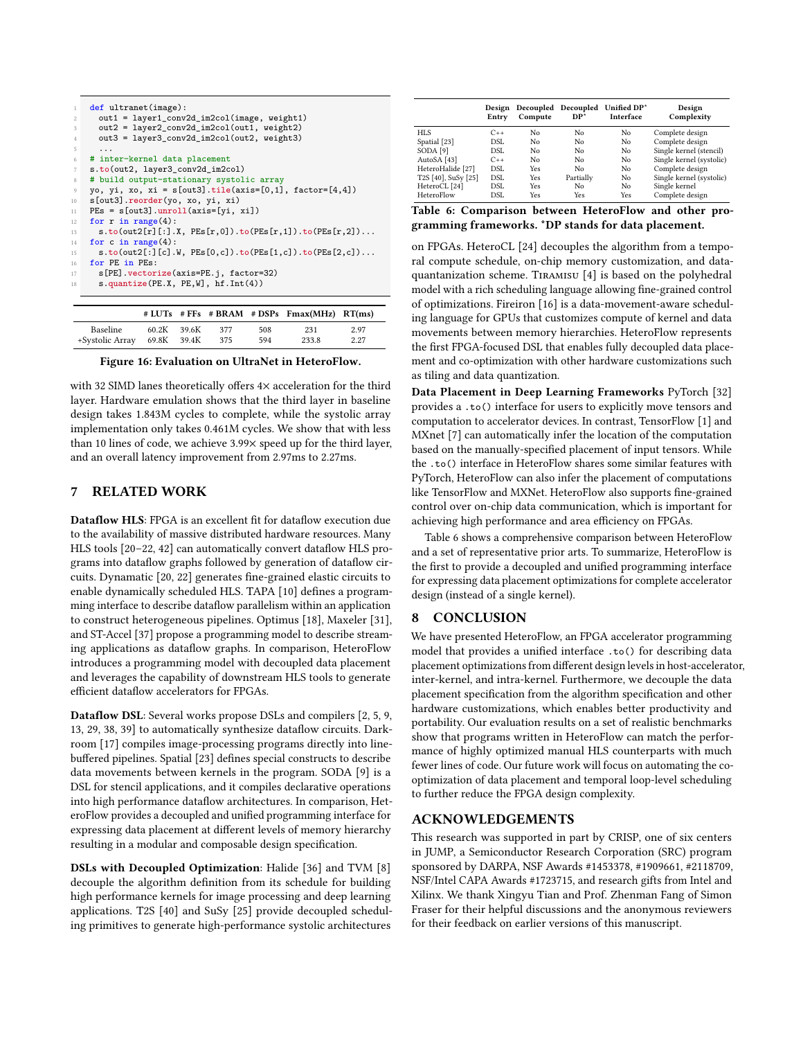```python
def ultranet(image):
  out1 = layer1_conv2d_im2col(image, weight1)
  out2 = layer2_conv2d_im2col(out1, weight2)
  out3 = layer3_conv2d_im2col(out2, weight3)
  ...
# inter-kernel data placement
s.to(out2, layer3_conv2d_im2col)
# build output-stationary systolic array
yo, yi, xo, xi = s[out3].tile(axis=[0,1], factor=[4,4])
s[out3].reorder(yo, xo, yi, xi)
PEs = s[out3].unroll(axis=[yi, xi])
for r in range(4):
  s.to(out2[r][:].X, PEs[r,0]).to(PEs[r,1]).to(PEs[r,2])...
for c in range(4):
  s.to(out2[:][c].W, PEs[0,c]).to(PEs[1,c]).to(PEs[2,c])...
for PE in PEs:
  s[PE].vectorize(axis=PE.j, factor=32)
  s.quantize(PE.X, PE,W], hf.Int(4))
```

| | # LUTs | # FFs | # BRAM | # DSPs | Fmax(MHz) | RT(ms) |
|---|---|---|---|---|---|---|
| Baseline | 60.2K | 39.6K | 377 | 508 | 231 | 2.97 |
| +Systolic Array | 69.8K | 39.4K | 375 | 594 | 233.8 | 2.27 |

**Figure 16: Evaluation on UltraNet in HeteroFlow.**

with 32 SIMD lanes theoretically offers 4× acceleration for the third layer. Hardware emulation shows that the third layer in baseline design takes 1.843M cycles to complete, while the systolic array implementation only takes 0.461M cycles. We show that with less than 10 lines of code, we achieve 3.99× speed up for the third layer, and an overall latency improvement from 2.97ms to 2.27ms.

## 7 RELATED WORK

**Dataflow HLS**: FPGA is an excellent fit for dataflow execution due to the availability of massive distributed hardware resources. Many HLS tools [20–22, 42] can automatically convert dataflow HLS programs into dataflow graphs followed by generation of dataflow circuits. Dynamatic [20, 22] generates fine-grained elastic circuits to enable dynamically scheduled HLS. TAPA [10] defines a programming interface to describe dataflow parallelism within an application to construct heterogeneous pipelines. Optimus [18], Maxeler [31], and ST-Accel [37] propose a programming model to describe streaming applications as dataflow graphs. In comparison, HeteroFlow introduces a programming model with decoupled data placement and leverages the capability of downstream HLS tools to generate efficient dataflow accelerators for FPGAs.

**Dataflow DSL**: Several works propose DSLs and compilers [2, 5, 9, 13, 29, 38, 39] to automatically synthesize dataflow circuits. Darkroom [17] compiles image-processing programs directly into line-buffered pipelines. Spatial [23] defines special constructs to describe data movements between kernels in the program. SODA [9] is a DSL for stencil applications, and it compiles declarative operations into high performance dataflow architectures. In comparison, HeteroFlow provides a decoupled and unified programming interface for expressing data placement at different levels of memory hierarchy resulting in a modular and composable design specification.

**DSLs with Decoupled Optimization**: Halide [36] and TVM [8] decouple the algorithm definition from its schedule for building high performance kernels for image processing and deep learning applications. T2S [40] and SuSy [25] provide decoupled scheduling primitives to generate high-performance systolic architectures on FPGAs. HeteroCL [24] decouples the algorithm from a temporal compute schedule, on-chip memory customization, and data-quantization scheme. Tiramisu [4] is based on the polyhedral model with a rich scheduling language allowing fine-grained control of optimizations. Fireiron [16] is a data-movement-aware scheduling language for GPUs that customizes compute of kernel and data movements between memory hierarchies. HeteroFlow represents the first FPGA-focused DSL that enables fully decoupled data placement and co-optimization with other hardware customizations such as tiling and data quantization.

| | Design Entry | Decoupled Compute | Decoupled DP* | Unified DP* Interface | Design Complexity |
|---|---|---|---|---|---|
| HLS | C++ | No | No | No | Complete design |
| Spatial [23] | DSL | No | No | No | Complete design |
| SODA [9] | DSL | No | No | No | Single kernel (stencil) |
| AutoSA [43] | C++ | No | No | No | Single kernel (systolic) |
| HeteroHalide [27] | DSL | Yes | No | No | Complete design |
| T2S [40], SuSy [25] | DSL | Yes | Partially | No | Single kernel (systolic) |
| HeteroCL [24] | DSL | Yes | No | No | Single kernel |
| HeteroFlow | DSL | Yes | Yes | Yes | Complete design |

**Table 6: Comparison between HeteroFlow and other programming frameworks. *DP stands for data placement.**

**Data Placement in Deep Learning Frameworks** PyTorch [32] provides a `.to()` interface for users to explicitly move tensors and computation to accelerator devices. In contrast, TensorFlow [1] and MXnet [7] can automatically infer the location of the computation based on the manually-specified placement of input tensors. While the `.to()` interface in HeteroFlow shares some similar features with PyTorch, HeteroFlow can also infer the placement of computations like TensorFlow and MXNet. HeteroFlow also supports fine-grained control over on-chip data communication, which is important for achieving high performance and area efficiency on FPGAs.

Table 6 shows a comprehensive comparison between HeteroFlow and a set of representative prior arts. To summarize, HeteroFlow is the first to provide a decoupled and unified programming interface for expressing data placement optimizations for complete accelerator design (instead of a single kernel).

## 8 CONCLUSION

We have presented HeteroFlow, an FPGA accelerator programming model that provides a unified interface `.to()` for describing data placement optimizations from different design levels in host-accelerator, inter-kernel, and intra-kernel. Furthermore, we decouple the data placement specification from the algorithm specification and other hardware customizations, which enables better productivity and portability. Our evaluation results on a set of realistic benchmarks show that programs written in HeteroFlow can match the performance of highly optimized manual HLS counterparts with much fewer lines of code. Our future work will focus on automating the co-optimization of data placement and temporal loop-level scheduling to further reduce the FPGA design complexity.

## ACKNOWLEDGEMENTS

This research was supported in part by CRISP, one of six centers in JUMP, a Semiconductor Research Corporation (SRC) program sponsored by DARPA, NSF Awards #1453378, #1909661, #2118709, NSF/Intel CAPA Awards #1723715, and research gifts from Intel and Xilinx. We thank Xingyu Tian and Prof. Zhenman Fang of Simon Fraser for their helpful discussions and the anonymous reviewers for their feedback on earlier versions of this manuscript.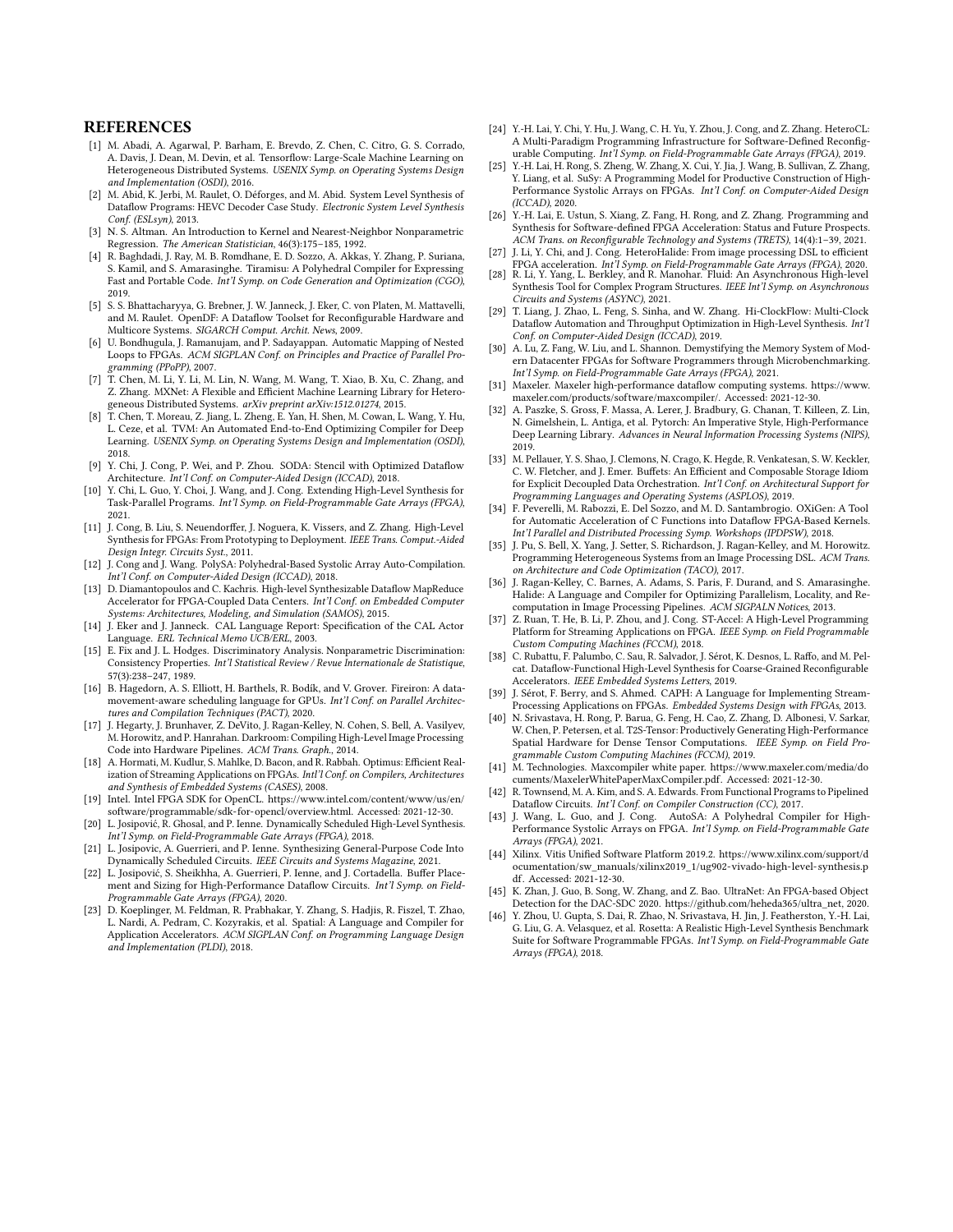## REFERENCES

[1] M. Abadi, A. Agarwal, P. Barham, E. Brevdo, Z. Chen, C. Citro, G. S. Corrado, A. Davis, J. Dean, M. Devin, et al. Tensorflow: Large-Scale Machine Learning on Heterogeneous Distributed Systems. *USENIX Symp. on Operating Systems Design and Implementation (OSDI)*, 2016.

[2] M. Abid, K. Jerbi, M. Raulet, O. Déforges, and M. Abid. System Level Synthesis of Dataflow Programs: HEVC Decoder Case Study. *Electronic System Level Synthesis Conf. (ESLsyn)*, 2013.

[3] N. S. Altman. An Introduction to Kernel and Nearest-Neighbor Nonparametric Regression. *The American Statistician*, 46(3):175–185, 1992.

[4] R. Baghdadi, J. Ray, M. B. Romdhane, E. D. Sozzo, A. Akkas, Y. Zhang, P. Suriana, S. Kamil, and S. Amarasinghe. Tiramisu: A Polyhedral Compiler for Expressing Fast and Portable Code. *Int'l Symp. on Code Generation and Optimization (CGO)*, 2019.

[5] S. S. Bhattacharyya, G. Brebner, J. W. Janneck, J. Eker, C. von Platen, M. Mattavelli, and M. Raulet. OpenDF: A Dataflow Toolset for Reconfigurable Hardware and Multicore Systems. *SIGARCH Comput. Archit. News*, 2009.

[6] U. Bondhugula, J. Ramanujam, and P. Sadayappan. Automatic Mapping of Nested Loops to FPGAs. *ACM SIGPLAN Conf. on Principles and Practice of Parallel Programming (PPoPP)*, 2007.

[7] T. Chen, M. Li, Y. Li, M. Lin, N. Wang, M. Wang, T. Xiao, B. Xu, C. Zhang, and Z. Zhang. MXNet: A Flexible and Efficient Machine Learning Library for Heterogeneous Distributed Systems. *arXiv preprint arXiv:1512.01274*, 2015.

[8] T. Chen, T. Moreau, Z. Jiang, L. Zheng, E. Yan, H. Shen, M. Cowan, L. Wang, Y. Hu, L. Ceze, et al. TVM: An Automated End-to-End Optimizing Compiler for Deep Learning. *USENIX Symp. on Operating Systems Design and Implementation (OSDI)*, 2018.

[9] Y. Chi, J. Cong, P. Wei, and P. Zhou. SODA: Stencil with Optimized Dataflow Architecture. *Int'l Conf. on Computer-Aided Design (ICCAD)*, 2018.

[10] Y. Chi, L. Guo, Y. Choi, J. Wang, and J. Cong. Extending High-Level Synthesis for Task-Parallel Programs. *Int'l Symp. on Field-Programmable Gate Arrays (FPGA)*, 2021.

[11] J. Cong, B. Liu, S. Neuendorffer, J. Noguera, K. Vissers, and Z. Zhang. High-Level Synthesis for FPGAs: From Prototyping to Deployment. *IEEE Trans. Comput.-Aided Design Integr. Circuits Syst.*, 2011.

[12] J. Cong and J. Wang. PolySA: Polyhedral-Based Systolic Array Auto-Compilation. *Int'l Conf. on Computer-Aided Design (ICCAD)*, 2018.

[13] D. Diamantopoulos and C. Kachris. High-level Synthesizable Dataflow MapReduce Accelerator for FPGA-Coupled Data Centers. *Int'l Conf. on Embedded Computer Systems: Architectures, Modeling, and Simulation (SAMOS)*, 2015.

[14] J. Eker and J. Janneck. CAL Language Report: Specification of the CAL Actor Language. *ERL Technical Memo UCB/ERL*, 2003.

[15] E. Fix and J. L. Hodges. Discriminatory Analysis. Nonparametric Discrimination: Consistency Properties. *Int'l Statistical Review / Revue Internationale de Statistique*, 57(3):238–247, 1989.

[16] B. Hagedorn, A. S. Elliott, H. Barthels, R. Bodík, and V. Grover. Fireiron: A data-movement-aware scheduling language for GPUs. *Int'l Conf. on Parallel Architectures and Compilation Techniques (PACT)*, 2020.

[17] J. Hegarty, J. Brunhaver, Z. DeVito, J. Ragan-Kelley, N. Cohen, S. Bell, A. Vasilyev, M. Horowitz, and P. Hanrahan. Darkroom: Compiling High-Level Image Processing Code into Hardware Pipelines. *ACM Trans. Graph.*, 2014.

[18] A. Hormati, M. Kudlur, S. Mahlke, D. Bacon, and R. Rabbah. Optimus: Efficient Realization of Streaming Applications on FPGAs. *Intl'l Conf. on Compilers, Architectures and Synthesis of Embedded Systems (CASES)*, 2008.

[19] Intel. Intel FPGA SDK for OpenCL. https://www.intel.com/content/www/us/en/software/programmable/sdk-for-opencl/overview.html. Accessed: 2021-12-30.

[20] L. Josipović, R. Ghosal, and P. Ienne. Dynamically Scheduled High-Level Synthesis. *Int'l Symp. on Field-Programmable Gate Arrays (FPGA)*, 2018.

[21] L. Josipovic, A. Guerrieri, and P. Ienne. Synthesizing General-Purpose Code Into Dynamically Scheduled Circuits. *IEEE Circuits and Systems Magazine*, 2021.

[22] L. Josipović, S. Sheikhha, A. Guerrieri, P. Ienne, and J. Cortadella. Buffer Placement and Sizing for High-Performance Dataflow Circuits. *Int'l Symp. on Field-Programmable Gate Arrays (FPGA)*, 2020.

[23] D. Koeplinger, M. Feldman, R. Prabhakar, Y. Zhang, S. Hadjis, R. Fiszel, T. Zhao, L. Nardi, A. Pedram, C. Kozyrakis, et al. Spatial: A Language and Compiler for Application Accelerators. *ACM SIGPLAN Conf. on Programming Language Design and Implementation (PLDI)*, 2018.

[24] Y.-H. Lai, Y. Chi, Y. Hu, J. Wang, C. H. Yu, Y. Zhou, J. Cong, and Z. Zhang. HeteroCL: A Multi-Paradigm Programming Infrastructure for Software-Defined Reconfigurable Computing. *Int'l Symp. on Field-Programmable Gate Arrays (FPGA)*, 2019.

[25] Y.-H. Lai, H. Rong, S. Zheng, W. Zhang, X. Cui, Y. Jia, J. Wang, B. Sullivan, Z. Zhang, Y. Liang, et al. SuSy: A Programming Model for Productive Construction of High-Performance Systolic Arrays on FPGAs. *Int'l Conf. on Computer-Aided Design (ICCAD)*, 2020.

[26] Y.-H. Lai, E. Ustun, S. Xiang, Z. Fang, H. Rong, and Z. Zhang. Programming and Synthesis for Software-defined FPGA Acceleration: Status and Future Prospects. *ACM Trans. on Reconfigurable Technology and Systems (TRETS)*, 14(4):1–39, 2021.

[27] J. Li, Y. Chi, and J. Cong. HeteroHalide: From image processing DSL to efficient FPGA acceleration. *Int'l Symp. on Field-Programmable Gate Arrays (FPGA)*, 2020.

[28] R. Li, Y. Yang, L. Berkley, and R. Manohar. Fluid: An Asynchronous High-level Synthesis Tool for Complex Program Structures. *IEEE Int'l Symp. on Asynchronous Circuits and Systems (ASYNC)*, 2021.

[29] T. Liang, J. Zhao, L. Feng, S. Sinha, and W. Zhang. Hi-ClockFlow: Multi-Clock Dataflow Automation and Throughput Optimization in High-Level Synthesis. *Int'l Conf. on Computer-Aided Design (ICCAD)*, 2019.

[30] A. Lu, Z. Fang, W. Liu, and L. Shannon. Demystifying the Memory System of Modern Datacenter FPGAs for Software Programmers through Microbenchmarking. *Int'l Symp. on Field-Programmable Gate Arrays (FPGA)*, 2021.

[31] Maxeler. Maxeler high-performance dataflow computing systems. https://www.maxeler.com/products/software/maxcompiler/. Accessed: 2021-12-30.

[32] A. Paszke, S. Gross, F. Massa, A. Lerer, J. Bradbury, G. Chanan, T. Killeen, Z. Lin, N. Gimelshein, L. Antiga, et al. Pytorch: An Imperative Style, High-Performance Deep Learning Library. *Advances in Neural Information Processing Systems (NIPS)*, 2019.

[33] M. Pellauer, Y. S. Shao, J. Clemons, N. Crago, K. Hegde, R. Venkatesan, S. W. Keckler, C. W. Fletcher, and J. Emer. Buffets: An Efficient and Composable Storage Idiom for Explicit Decoupled Data Orchestration. *Int'l Conf. on Architectural Support for Programming Languages and Operating Systems (ASPLOS)*, 2019.

[34] F. Peverelli, M. Rabozzi, E. Del Sozzo, and M. D. Santambrogio. OXiGen: A Tool for Automatic Acceleration of C Functions into Dataflow FPGA-Based Kernels. *Int'l Parallel and Distributed Processing Symp. Workshops (IPDPSW)*, 2018.

[35] J. Pu, S. Bell, X. Yang, J. Setter, S. Richardson, J. Ragan-Kelley, and M. Horowitz. Programming Heterogeneous Systems from an Image Processing DSL. *ACM Trans. on Architecture and Code Optimization (TACO)*, 2017.

[36] J. Ragan-Kelley, C. Barnes, A. Adams, S. Paris, F. Durand, and S. Amarasinghe. Halide: A Language and Compiler for Optimizing Parallelism, Locality, and Recomputation in Image Processing Pipelines. *ACM SIGPALN Notices*, 2013.

[37] Z. Ruan, T. He, B. Li, P. Zhou, and J. Cong. ST-Accel: A High-Level Programming Platform for Streaming Applications on FPGA. *IEEE Symp. on Field Programmable Custom Computing Machines (FCCM)*, 2018.

[38] C. Rubattu, F. Palumbo, C. Sau, R. Salvador, J. Sérot, K. Desnos, L. Raffo, and M. Pelcat. Dataflow-Functional High-Level Synthesis for Coarse-Grained Reconfigurable Accelerators. *IEEE Embedded Systems Letters*, 2019.

[39] J. Sérot, F. Berry, and S. Ahmed. CAPH: A Language for Implementing Stream-Processing Applications on FPGAs. *Embedded Systems Design with FPGAs*, 2013.

[40] N. Srivastava, H. Rong, P. Barua, G. Feng, H. Cao, Z. Zhang, D. Albonesi, V. Sarkar, W. Chen, P. Petersen, et al. T2S-Tensor: Productively Generating High-Performance Spatial Hardware for Dense Tensor Computations. *IEEE Symp. on Field Programmable Custom Computing Machines (FCCM)*, 2019.

[41] M. Technologies. Maxcompiler white paper. https://www.maxeler.com/media/documents/MaxelerWhitePaperMaxCompiler.pdf. Accessed: 2021-12-30.

[42] R. Townsend, M. A. Kim, and S. A. Edwards. From Functional Programs to Pipelined Dataflow Circuits. *Int'l Conf. on Compiler Construction (CC)*, 2017.

[43] J. Wang, L. Guo, and J. Cong. AutoSA: A Polyhedral Compiler for High-Performance Systolic Arrays on FPGA. *Int'l Symp. on Field-Programmable Gate Arrays (FPGA)*, 2021.

[44] Xilinx. Vitis Unified Software Platform 2019.2. https://www.xilinx.com/support/documentation/sw_manuals/xilinx2019_1/ug902-vivado-high-level-synthesis.pdf. Accessed: 2021-12-30.

[45] K. Zhan, J. Guo, B. Song, W. Zhang, and Z. Bao. UltraNet: An FPGA-based Object Detection for the DAC-SDC 2020. https://github.com/heheda365/ultra_net, 2020.

[46] Y. Zhou, U. Gupta, S. Dai, R. Zhao, N. Srivastava, H. Jin, J. Featherston, Y.-H. Lai, G. Liu, G. A. Velasquez, et al. Rosetta: A Realistic High-Level Synthesis Benchmark Suite for Software Programmable FPGAs. *Int'l Symp. on Field-Programmable Gate Arrays (FPGA)*, 2018.